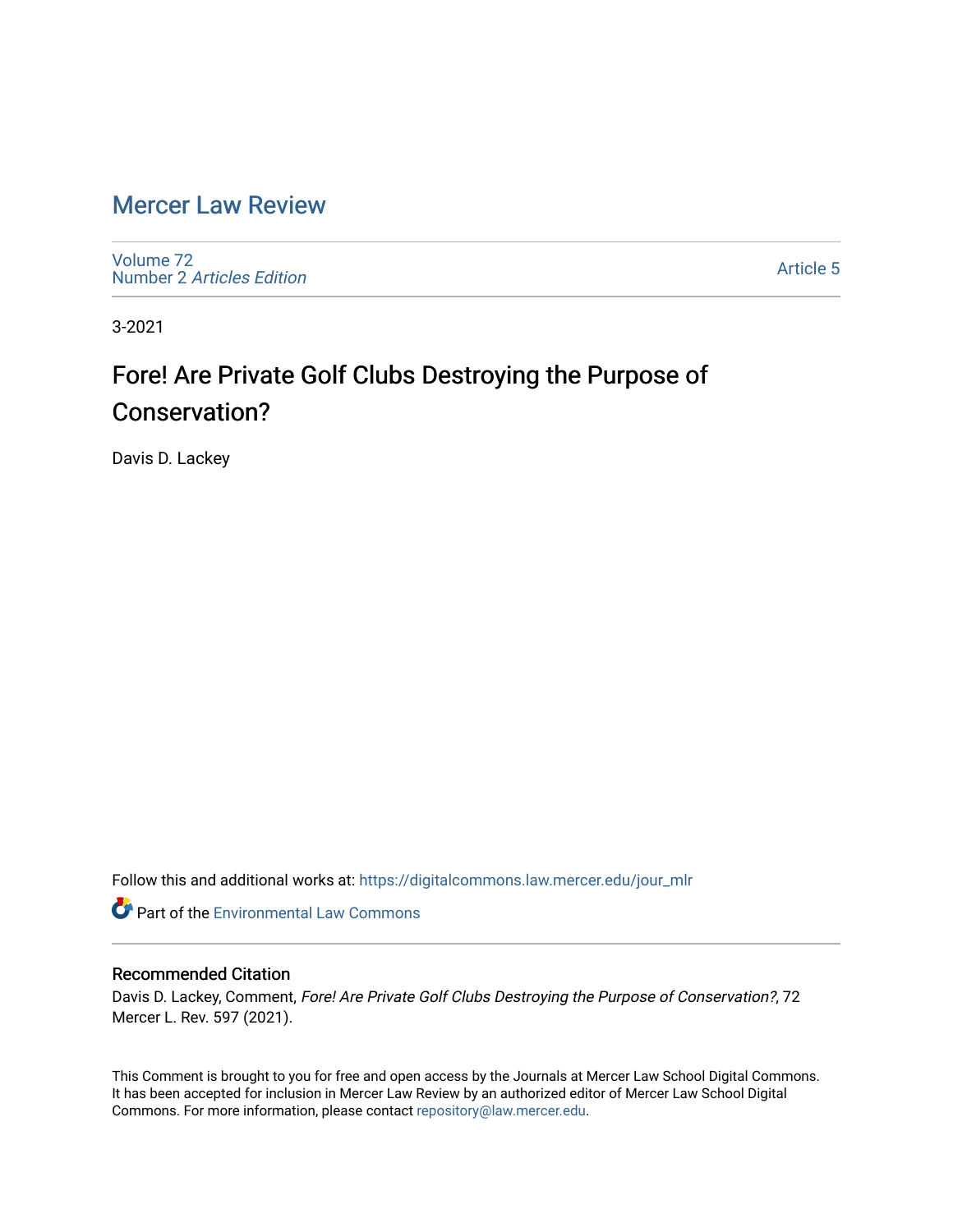# Mercer Law Review

Volume 72
Number 2 *Articles Edition*

Article 5

3-2021

## Fore! Are Private Golf Clubs Destroying the Purpose of Conservation?

Davis D. Lackey

Follow this and additional works at: https://digitalcommons.law.mercer.edu/jour_mlr

Part of the Environmental Law Commons

### Recommended Citation

Davis D. Lackey, Comment, *Fore! Are Private Golf Clubs Destroying the Purpose of Conservation?*, 72 Mercer L. Rev. 597 (2021).

This Comment is brought to you for free and open access by the Journals at Mercer Law School Digital Commons. It has been accepted for inclusion in Mercer Law Review by an authorized editor of Mercer Law School Digital Commons. For more information, please contact repository@law.mercer.edu.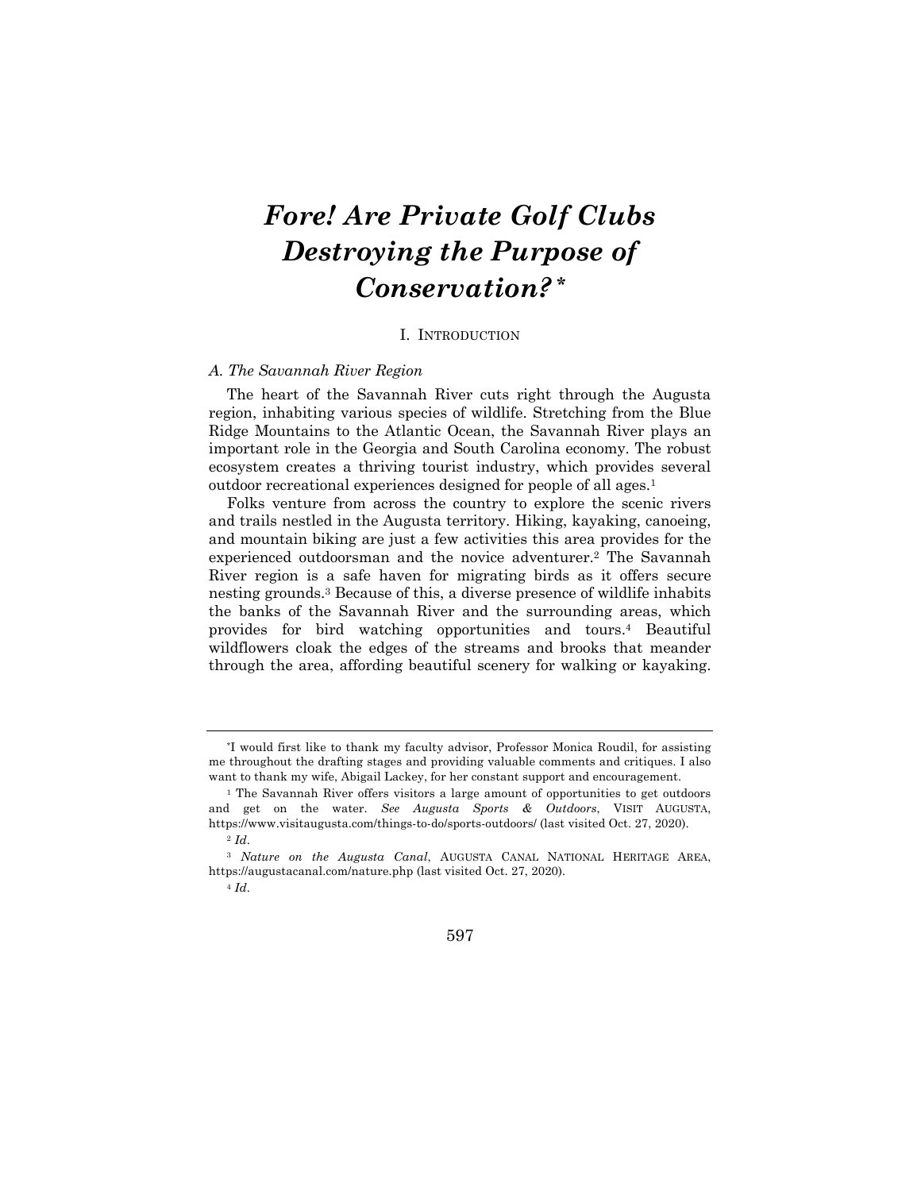# *Fore! Are Private Golf Clubs Destroying the Purpose of Conservation?*\*

## I. INTRODUCTION

### *A. The Savannah River Region*

The heart of the Savannah River cuts right through the Augusta region, inhabiting various species of wildlife. Stretching from the Blue Ridge Mountains to the Atlantic Ocean, the Savannah River plays an important role in the Georgia and South Carolina economy. The robust ecosystem creates a thriving tourist industry, which provides several outdoor recreational experiences designed for people of all ages.[1]

Folks venture from across the country to explore the scenic rivers and trails nestled in the Augusta territory. Hiking, kayaking, canoeing, and mountain biking are just a few activities this area provides for the experienced outdoorsman and the novice adventurer.[2] The Savannah River region is a safe haven for migrating birds as it offers secure nesting grounds.[3] Because of this, a diverse presence of wildlife inhabits the banks of the Savannah River and the surrounding areas, which provides for bird watching opportunities and tours.[4] Beautiful wildflowers cloak the edges of the streams and brooks that meander through the area, affording beautiful scenery for walking or kayaking.

---

\*I would first like to thank my faculty advisor, Professor Monica Roudil, for assisting me throughout the drafting stages and providing valuable comments and critiques. I also want to thank my wife, Abigail Lackey, for her constant support and encouragement.

[1] The Savannah River offers visitors a large amount of opportunities to get outdoors and get on the water. *See Augusta Sports & Outdoors*, VISIT AUGUSTA, https://www.visitaugusta.com/things-to-do/sports-outdoors/ (last visited Oct. 27, 2020).

[2] *Id.*

[3] *Nature on the Augusta Canal*, AUGUSTA CANAL NATIONAL HERITAGE AREA, https://augustacanal.com/nature.php (last visited Oct. 27, 2020).

[4] *Id.*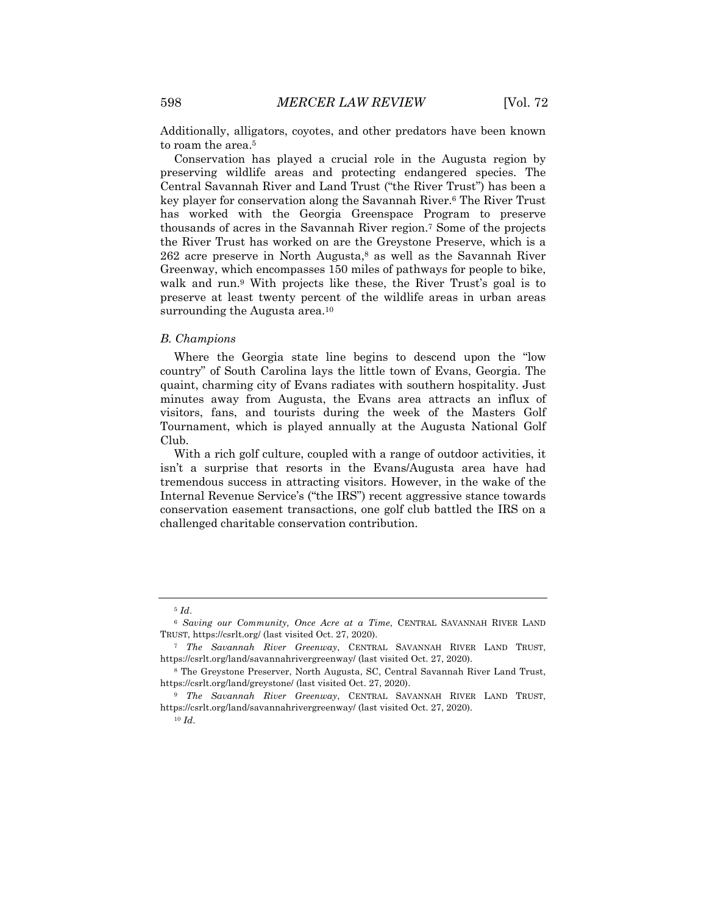Additionally, alligators, coyotes, and other predators have been known to roam the area.[5]

Conservation has played a crucial role in the Augusta region by preserving wildlife areas and protecting endangered species. The Central Savannah River and Land Trust ("the River Trust") has been a key player for conservation along the Savannah River.[6] The River Trust has worked with the Georgia Greenspace Program to preserve thousands of acres in the Savannah River region.[7] Some of the projects the River Trust has worked on are the Greystone Preserve, which is a 262 acre preserve in North Augusta,[8] as well as the Savannah River Greenway, which encompasses 150 miles of pathways for people to bike, walk and run.[9] With projects like these, the River Trust's goal is to preserve at least twenty percent of the wildlife areas in urban areas surrounding the Augusta area.[10]

### *B. Champions*

Where the Georgia state line begins to descend upon the "low country" of South Carolina lays the little town of Evans, Georgia. The quaint, charming city of Evans radiates with southern hospitality. Just minutes away from Augusta, the Evans area attracts an influx of visitors, fans, and tourists during the week of the Masters Golf Tournament, which is played annually at the Augusta National Golf Club.

With a rich golf culture, coupled with a range of outdoor activities, it isn't a surprise that resorts in the Evans/Augusta area have had tremendous success in attracting visitors. However, in the wake of the Internal Revenue Service's ("the IRS") recent aggressive stance towards conservation easement transactions, one golf club battled the IRS on a challenged charitable conservation contribution.

---

[5] *Id.*

[6] *Saving our Community, Once Acre at a Time*, CENTRAL SAVANNAH RIVER LAND TRUST, https://csrlt.org/ (last visited Oct. 27, 2020).

[7] *The Savannah River Greenway*, CENTRAL SAVANNAH RIVER LAND TRUST, https://csrlt.org/land/savannahrivergreenway/ (last visited Oct. 27, 2020).

[8] The Greystone Preserver, North Augusta, SC, Central Savannah River Land Trust, https://csrlt.org/land/greystone/ (last visited Oct. 27, 2020).

[9] *The Savannah River Greenway*, CENTRAL SAVANNAH RIVER LAND TRUST, https://csrlt.org/land/savannahrivergreenway/ (last visited Oct. 27, 2020).

[10] *Id.*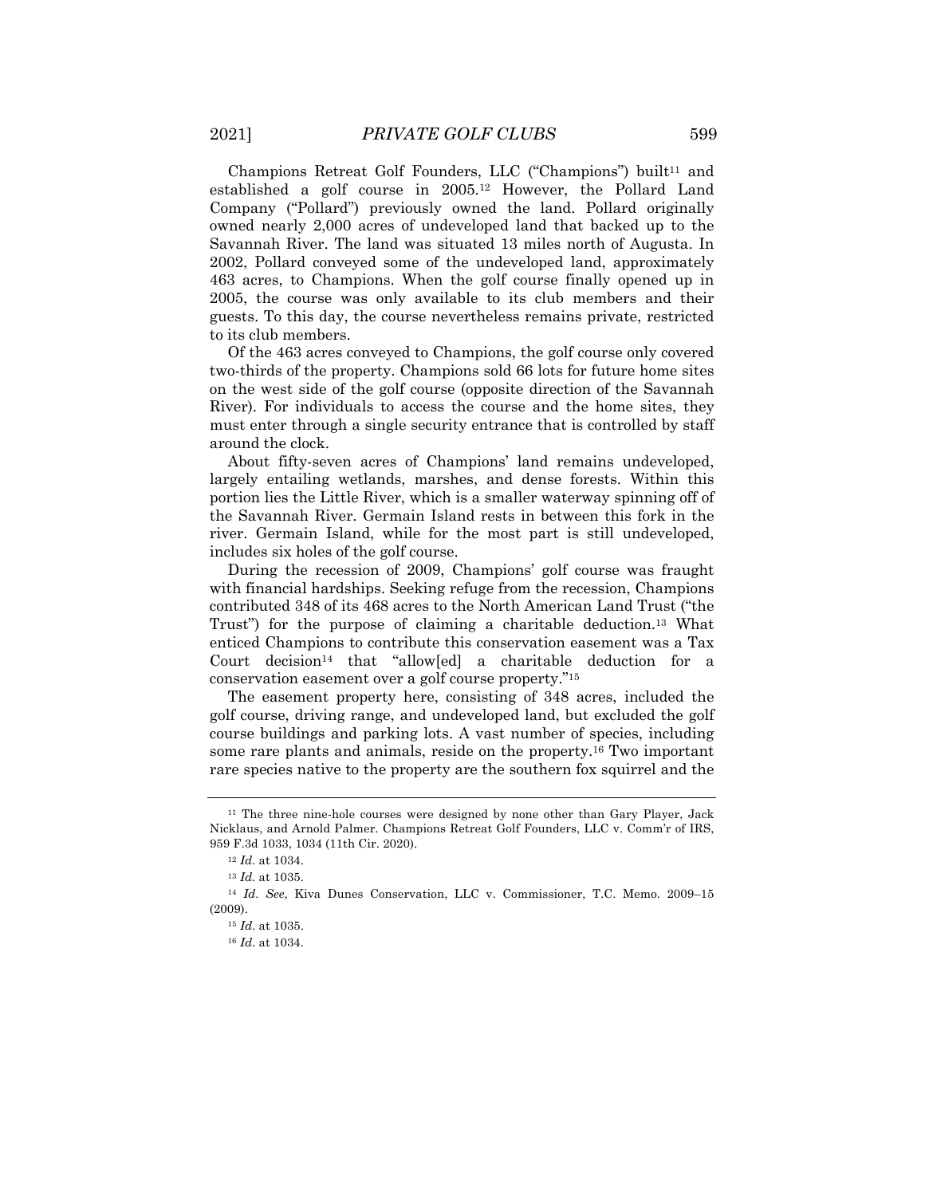Champions Retreat Golf Founders, LLC ("Champions") built[11] and established a golf course in 2005.[12] However, the Pollard Land Company ("Pollard") previously owned the land. Pollard originally owned nearly 2,000 acres of undeveloped land that backed up to the Savannah River. The land was situated 13 miles north of Augusta. In 2002, Pollard conveyed some of the undeveloped land, approximately 463 acres, to Champions. When the golf course finally opened up in 2005, the course was only available to its club members and their guests. To this day, the course nevertheless remains private, restricted to its club members.

Of the 463 acres conveyed to Champions, the golf course only covered two-thirds of the property. Champions sold 66 lots for future home sites on the west side of the golf course (opposite direction of the Savannah River). For individuals to access the course and the home sites, they must enter through a single security entrance that is controlled by staff around the clock.

About fifty-seven acres of Champions' land remains undeveloped, largely entailing wetlands, marshes, and dense forests. Within this portion lies the Little River, which is a smaller waterway spinning off of the Savannah River. Germain Island rests in between this fork in the river. Germain Island, while for the most part is still undeveloped, includes six holes of the golf course.

During the recession of 2009, Champions' golf course was fraught with financial hardships. Seeking refuge from the recession, Champions contributed 348 of its 468 acres to the North American Land Trust ("the Trust") for the purpose of claiming a charitable deduction.[13] What enticed Champions to contribute this conservation easement was a Tax Court decision[14] that "allow[ed] a charitable deduction for a conservation easement over a golf course property."[15]

The easement property here, consisting of 348 acres, included the golf course, driving range, and undeveloped land, but excluded the golf course buildings and parking lots. A vast number of species, including some rare plants and animals, reside on the property.[16] Two important rare species native to the property are the southern fox squirrel and the

---

[11] The three nine-hole courses were designed by none other than Gary Player, Jack Nicklaus, and Arnold Palmer. Champions Retreat Golf Founders, LLC v. Comm'r of IRS, 959 F.3d 1033, 1034 (11th Cir. 2020).

[12] *Id*. at 1034.

[13] *Id.* at 1035.

[14] *Id*. *See*, Kiva Dunes Conservation, LLC v. Commissioner, T.C. Memo. 2009–15 (2009).

[15] *Id*. at 1035.

[16] *Id*. at 1034.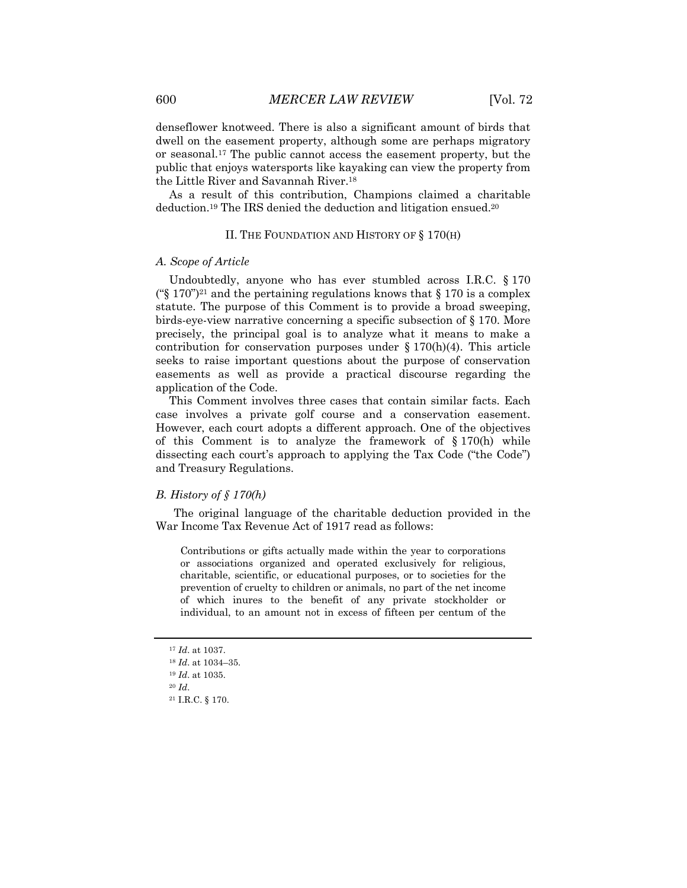denseflower knotweed. There is also a significant amount of birds that dwell on the easement property, although some are perhaps migratory or seasonal.[17] The public cannot access the easement property, but the public that enjoys watersports like kayaking can view the property from the Little River and Savannah River.[18]

As a result of this contribution, Champions claimed a charitable deduction.[19] The IRS denied the deduction and litigation ensued.[20]

## II. The Foundation and History of § 170(h)

### *A. Scope of Article*

Undoubtedly, anyone who has ever stumbled across I.R.C. § 170 ("§ 170")[21] and the pertaining regulations knows that § 170 is a complex statute. The purpose of this Comment is to provide a broad sweeping, birds-eye-view narrative concerning a specific subsection of § 170. More precisely, the principal goal is to analyze what it means to make a contribution for conservation purposes under § 170(h)(4). This article seeks to raise important questions about the purpose of conservation easements as well as provide a practical discourse regarding the application of the Code.

This Comment involves three cases that contain similar facts. Each case involves a private golf course and a conservation easement. However, each court adopts a different approach. One of the objectives of this Comment is to analyze the framework of § 170(h) while dissecting each court's approach to applying the Tax Code ("the Code") and Treasury Regulations.

### *B. History of § 170(h)*

The original language of the charitable deduction provided in the War Income Tax Revenue Act of 1917 read as follows:

> Contributions or gifts actually made within the year to corporations or associations organized and operated exclusively for religious, charitable, scientific, or educational purposes, or to societies for the prevention of cruelty to children or animals, no part of the net income of which inures to the benefit of any private stockholder or individual, to an amount not in excess of fifteen per centum of the

---

[17] *Id*. at 1037.

[18] *Id*. at 1034–35.

[19] *Id*. at 1035.

[20] *Id*.

[21] I.R.C. § 170.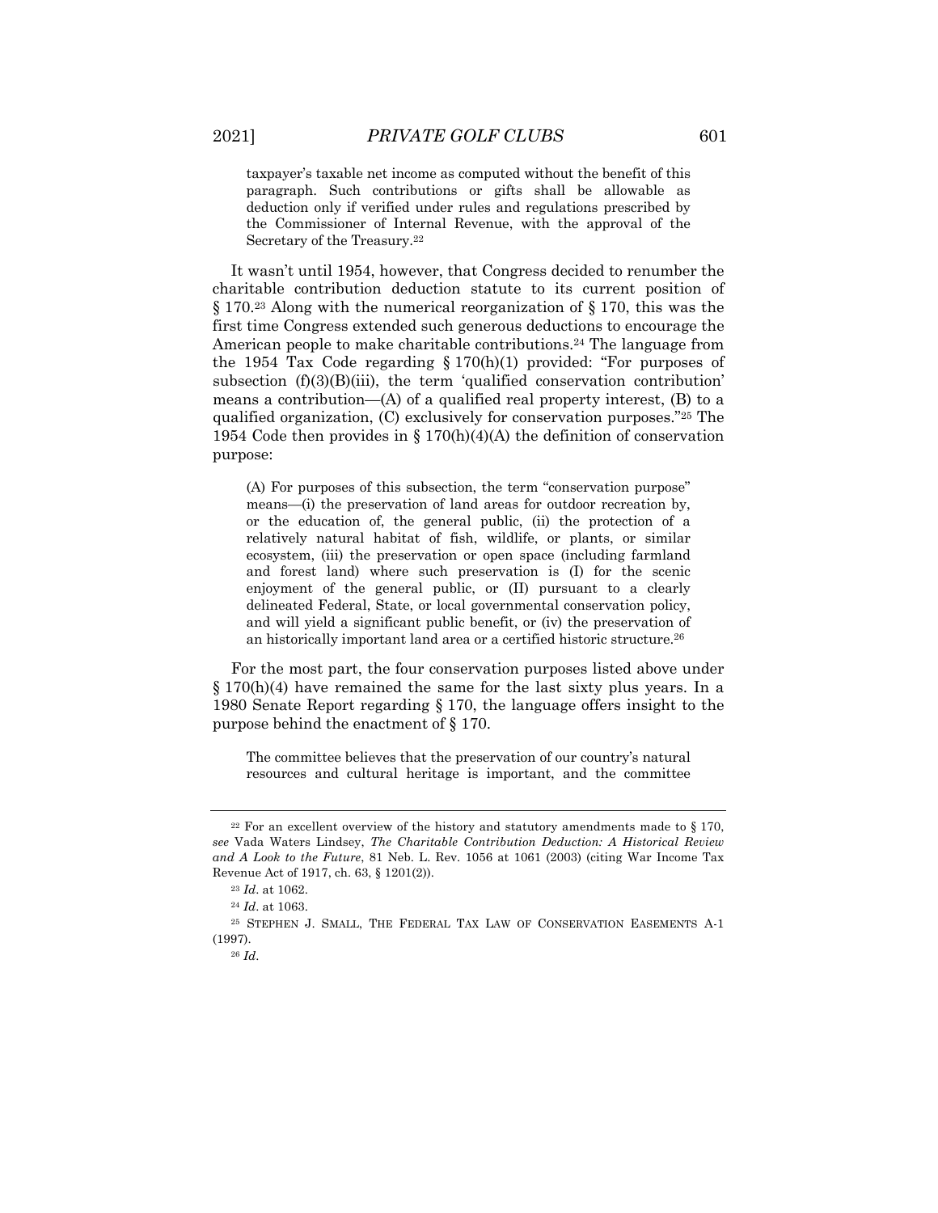> taxpayer's taxable net income as computed without the benefit of this paragraph. Such contributions or gifts shall be allowable as deduction only if verified under rules and regulations prescribed by the Commissioner of Internal Revenue, with the approval of the Secretary of the Treasury.[22]

It wasn't until 1954, however, that Congress decided to renumber the charitable contribution deduction statute to its current position of § 170.[23] Along with the numerical reorganization of § 170, this was the first time Congress extended such generous deductions to encourage the American people to make charitable contributions.[24] The language from the 1954 Tax Code regarding § 170(h)(1) provided: "For purposes of subsection (f)(3)(B)(iii), the term 'qualified conservation contribution' means a contribution—(A) of a qualified real property interest, (B) to a qualified organization, (C) exclusively for conservation purposes."[25] The 1954 Code then provides in § 170(h)(4)(A) the definition of conservation purpose:

> (A) For purposes of this subsection, the term "conservation purpose" means—(i) the preservation of land areas for outdoor recreation by, or the education of, the general public, (ii) the protection of a relatively natural habitat of fish, wildlife, or plants, or similar ecosystem, (iii) the preservation or open space (including farmland and forest land) where such preservation is (I) for the scenic enjoyment of the general public, or (II) pursuant to a clearly delineated Federal, State, or local governmental conservation policy, and will yield a significant public benefit, or (iv) the preservation of an historically important land area or a certified historic structure.[26]

For the most part, the four conservation purposes listed above under § 170(h)(4) have remained the same for the last sixty plus years. In a 1980 Senate Report regarding § 170, the language offers insight to the purpose behind the enactment of § 170.

> The committee believes that the preservation of our country's natural resources and cultural heritage is important, and the committee

---

[22] For an excellent overview of the history and statutory amendments made to § 170, *see* Vada Waters Lindsey, *The Charitable Contribution Deduction: A Historical Review and A Look to the Future*, 81 Neb. L. Rev. 1056 at 1061 (2003) (citing War Income Tax Revenue Act of 1917, ch. 63, § 1201(2)).

[23] *Id*. at 1062.

[24] *Id*. at 1063.

[25] STEPHEN J. SMALL, THE FEDERAL TAX LAW OF CONSERVATION EASEMENTS A-1 (1997).

[26] *Id*.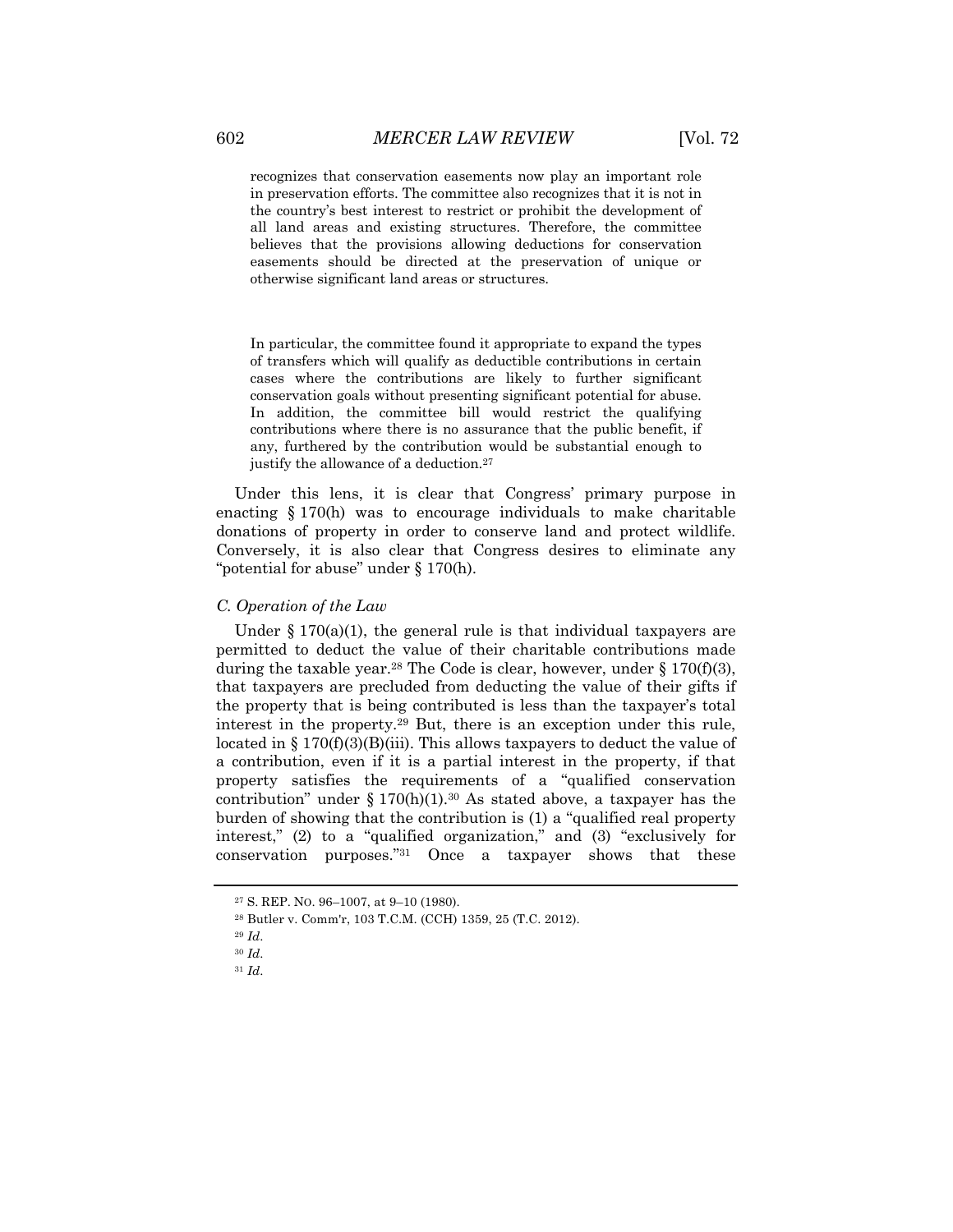> recognizes that conservation easements now play an important role in preservation efforts. The committee also recognizes that it is not in the country's best interest to restrict or prohibit the development of all land areas and existing structures. Therefore, the committee believes that the provisions allowing deductions for conservation easements should be directed at the preservation of unique or otherwise significant land areas or structures.
>
> In particular, the committee found it appropriate to expand the types of transfers which will qualify as deductible contributions in certain cases where the contributions are likely to further significant conservation goals without presenting significant potential for abuse. In addition, the committee bill would restrict the qualifying contributions where there is no assurance that the public benefit, if any, furthered by the contribution would be substantial enough to justify the allowance of a deduction.[27]

Under this lens, it is clear that Congress' primary purpose in enacting § 170(h) was to encourage individuals to make charitable donations of property in order to conserve land and protect wildlife. Conversely, it is also clear that Congress desires to eliminate any "potential for abuse" under § 170(h).

### *C. Operation of the Law*

Under § 170(a)(1), the general rule is that individual taxpayers are permitted to deduct the value of their charitable contributions made during the taxable year.[28] The Code is clear, however, under § 170(f)(3), that taxpayers are precluded from deducting the value of their gifts if the property that is being contributed is less than the taxpayer's total interest in the property.[29] But, there is an exception under this rule, located in § 170(f)(3)(B)(iii). This allows taxpayers to deduct the value of a contribution, even if it is a partial interest in the property, if that property satisfies the requirements of a "qualified conservation contribution" under § 170(h)(1).[30] As stated above, a taxpayer has the burden of showing that the contribution is (1) a "qualified real property interest," (2) to a "qualified organization," and (3) "exclusively for conservation purposes."[31] Once a taxpayer shows that these

---

[27] S. REP. NO. 96–1007, at 9–10 (1980).

[28] Butler v. Comm'r, 103 T.C.M. (CCH) 1359, 25 (T.C. 2012).

[29] *Id*.

[30] *Id*.

[31] *Id*.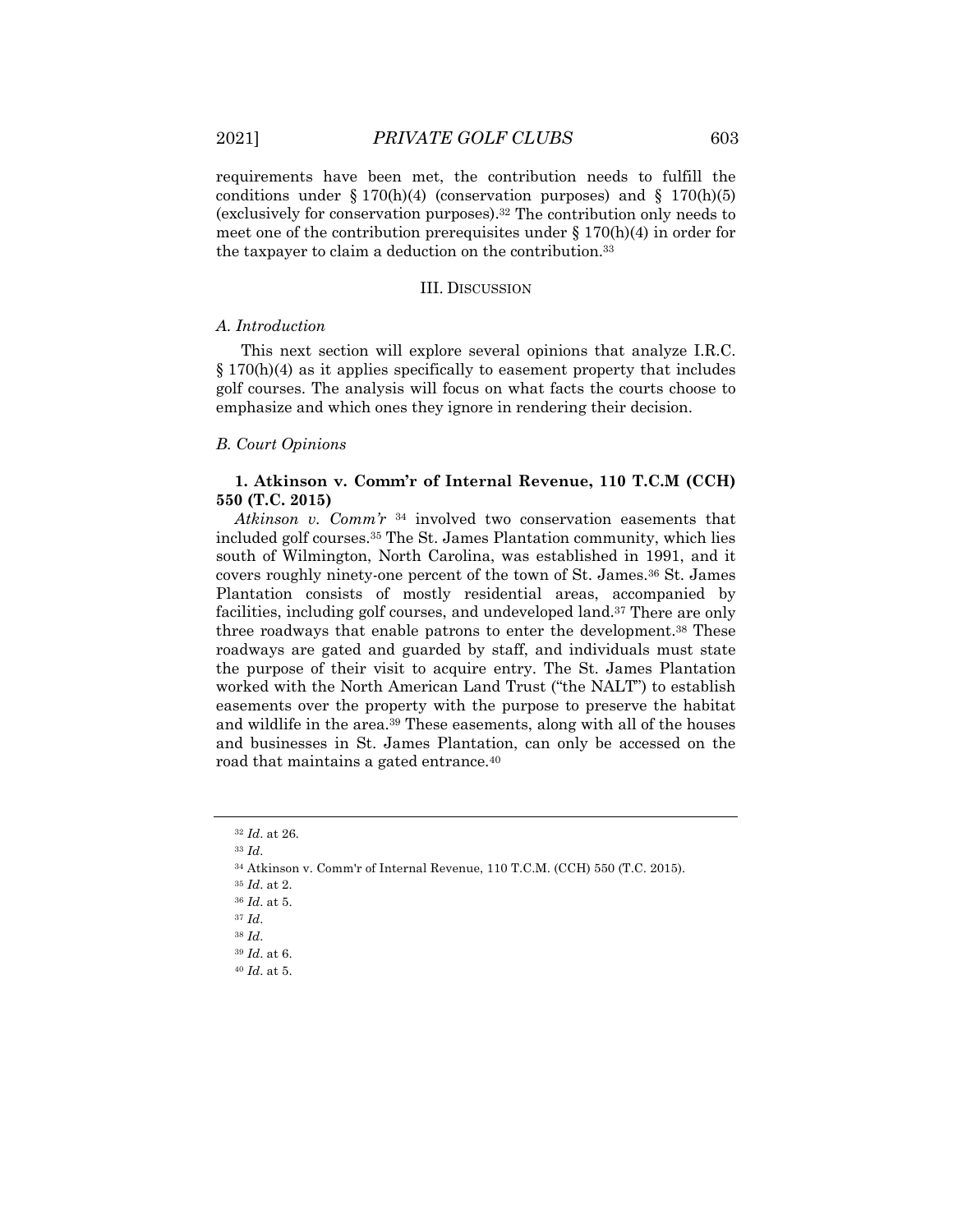requirements have been met, the contribution needs to fulfill the conditions under § 170(h)(4) (conservation purposes) and § 170(h)(5) (exclusively for conservation purposes).[32] The contribution only needs to meet one of the contribution prerequisites under § 170(h)(4) in order for the taxpayer to claim a deduction on the contribution.[33]

## III. Discussion

### *A. Introduction*

This next section will explore several opinions that analyze I.R.C. § 170(h)(4) as it applies specifically to easement property that includes golf courses. The analysis will focus on what facts the courts choose to emphasize and which ones they ignore in rendering their decision.

### *B. Court Opinions*

#### 1. Atkinson v. Comm'r of Internal Revenue, 110 T.C.M (CCH) 550 (T.C. 2015)

*Atkinson v. Comm'r* [34] involved two conservation easements that included golf courses.[35] The St. James Plantation community, which lies south of Wilmington, North Carolina, was established in 1991, and it covers roughly ninety-one percent of the town of St. James.[36] St. James Plantation consists of mostly residential areas, accompanied by facilities, including golf courses, and undeveloped land.[37] There are only three roadways that enable patrons to enter the development.[38] These roadways are gated and guarded by staff, and individuals must state the purpose of their visit to acquire entry. The St. James Plantation worked with the North American Land Trust ("the NALT") to establish easements over the property with the purpose to preserve the habitat and wildlife in the area.[39] These easements, along with all of the houses and businesses in St. James Plantation, can only be accessed on the road that maintains a gated entrance.[40]

---

[32] *Id*. at 26.

[33] *Id*.

[34] Atkinson v. Comm'r of Internal Revenue, 110 T.C.M. (CCH) 550 (T.C. 2015).

[35] *Id*. at 2.

[36] *Id*. at 5.

[37] *Id*.

[38] *Id*.

[39] *Id*. at 6.

[40] *Id*. at 5.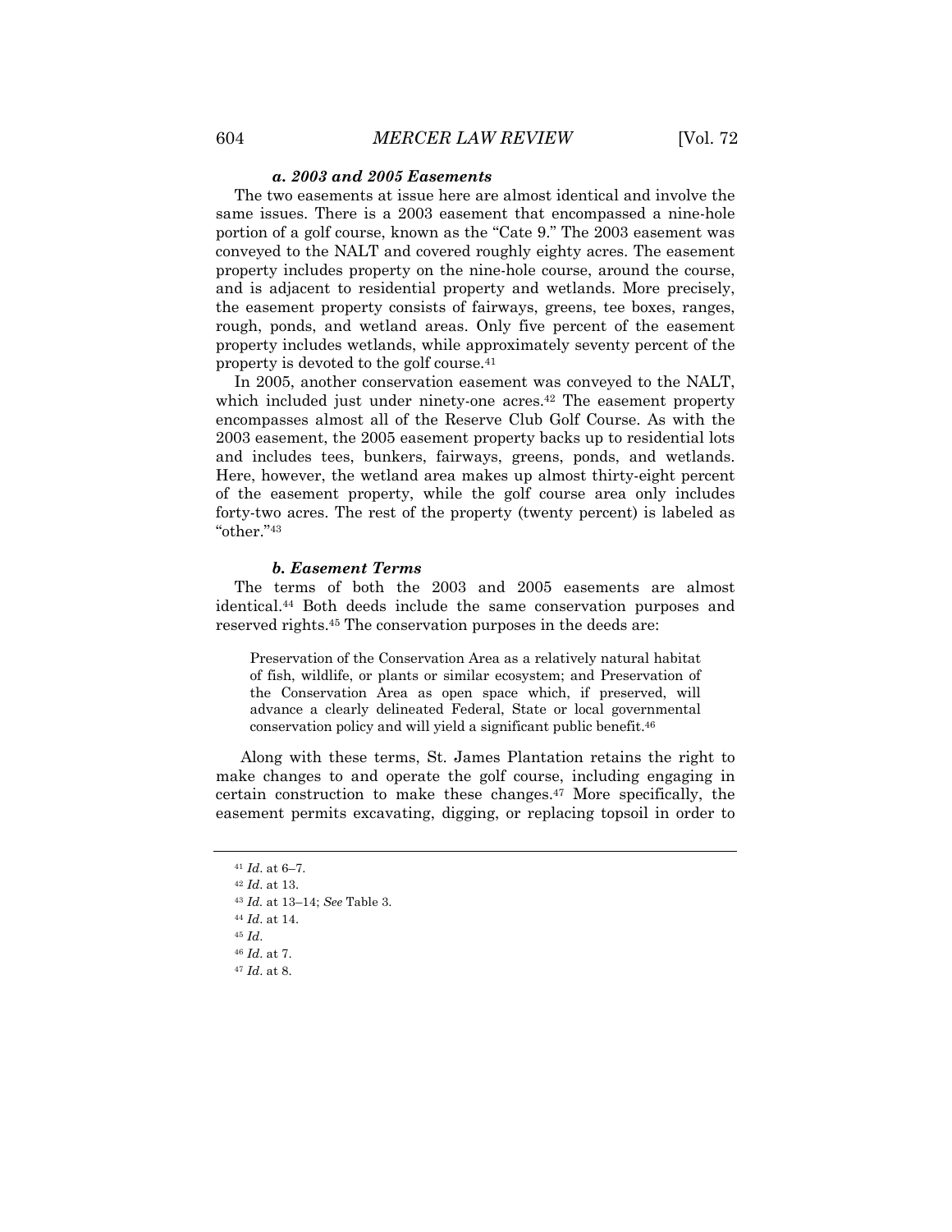#### *a. 2003 and 2005 Easements*

The two easements at issue here are almost identical and involve the same issues. There is a 2003 easement that encompassed a nine-hole portion of a golf course, known as the "Cate 9." The 2003 easement was conveyed to the NALT and covered roughly eighty acres. The easement property includes property on the nine-hole course, around the course, and is adjacent to residential property and wetlands. More precisely, the easement property consists of fairways, greens, tee boxes, ranges, rough, ponds, and wetland areas. Only five percent of the easement property includes wetlands, while approximately seventy percent of the property is devoted to the golf course.[41]

In 2005, another conservation easement was conveyed to the NALT, which included just under ninety-one acres.[42] The easement property encompasses almost all of the Reserve Club Golf Course. As with the 2003 easement, the 2005 easement property backs up to residential lots and includes tees, bunkers, fairways, greens, ponds, and wetlands. Here, however, the wetland area makes up almost thirty-eight percent of the easement property, while the golf course area only includes forty-two acres. The rest of the property (twenty percent) is labeled as "other."[43]

#### *b. Easement Terms*

The terms of both the 2003 and 2005 easements are almost identical.[44] Both deeds include the same conservation purposes and reserved rights.[45] The conservation purposes in the deeds are:

> Preservation of the Conservation Area as a relatively natural habitat of fish, wildlife, or plants or similar ecosystem; and Preservation of the Conservation Area as open space which, if preserved, will advance a clearly delineated Federal, State or local governmental conservation policy and will yield a significant public benefit.[46]

Along with these terms, St. James Plantation retains the right to make changes to and operate the golf course, including engaging in certain construction to make these changes.[47] More specifically, the easement permits excavating, digging, or replacing topsoil in order to

---

[41] *Id*. at 6–7.

[42] *Id*. at 13.

[43] *Id.* at 13–14; *See* Table 3.

[44] *Id*. at 14.

[45] *Id*.

[46] *Id*. at 7.

[47] *Id*. at 8.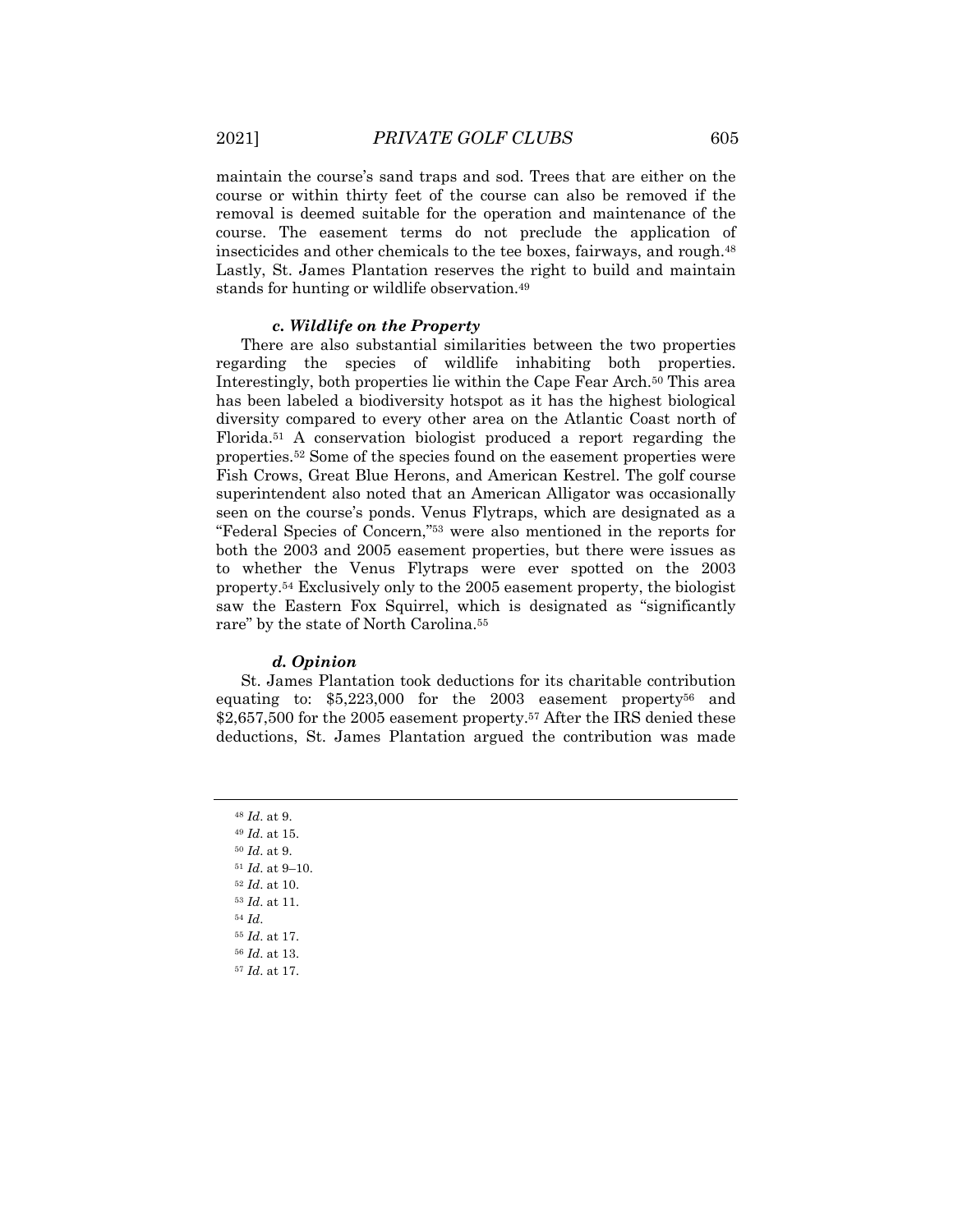maintain the course's sand traps and sod. Trees that are either on the course or within thirty feet of the course can also be removed if the removal is deemed suitable for the operation and maintenance of the course. The easement terms do not preclude the application of insecticides and other chemicals to the tee boxes, fairways, and rough.[48] Lastly, St. James Plantation reserves the right to build and maintain stands for hunting or wildlife observation.[49]

#### *c. Wildlife on the Property*

There are also substantial similarities between the two properties regarding the species of wildlife inhabiting both properties. Interestingly, both properties lie within the Cape Fear Arch.[50] This area has been labeled a biodiversity hotspot as it has the highest biological diversity compared to every other area on the Atlantic Coast north of Florida.[51] A conservation biologist produced a report regarding the properties.[52] Some of the species found on the easement properties were Fish Crows, Great Blue Herons, and American Kestrel. The golf course superintendent also noted that an American Alligator was occasionally seen on the course's ponds. Venus Flytraps, which are designated as a "Federal Species of Concern,"[53] were also mentioned in the reports for both the 2003 and 2005 easement properties, but there were issues as to whether the Venus Flytraps were ever spotted on the 2003 property.[54] Exclusively only to the 2005 easement property, the biologist saw the Eastern Fox Squirrel, which is designated as "significantly rare" by the state of North Carolina.[55]

#### *d. Opinion*

St. James Plantation took deductions for its charitable contribution equating to: $5,223,000 for the 2003 easement property[56] and $2,657,500 for the 2005 easement property.[57] After the IRS denied these deductions, St. James Plantation argued the contribution was made

---

[48] *Id*. at 9.
[49] *Id*. at 15.
[50] *Id*. at 9.
[51] *Id*. at 9–10.
[52] *Id*. at 10.
[53] *Id*. at 11.
[54] *Id*.
[55] *Id*. at 17.
[56] *Id*. at 13.
[57] *Id*. at 17.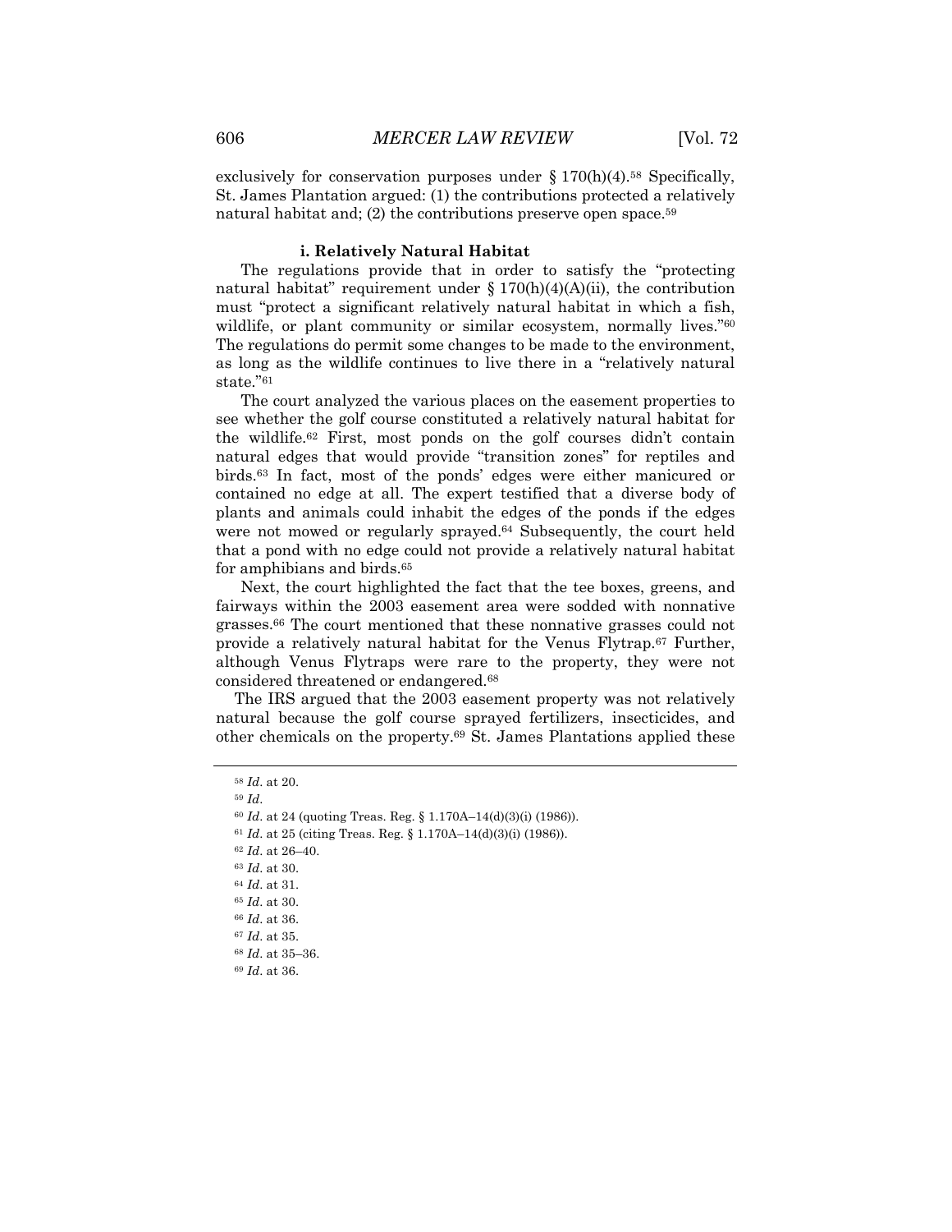exclusively for conservation purposes under § 170(h)(4).[58] Specifically, St. James Plantation argued: (1) the contributions protected a relatively natural habitat and; (2) the contributions preserve open space.[59]

#### i. Relatively Natural Habitat

The regulations provide that in order to satisfy the "protecting natural habitat" requirement under § 170(h)(4)(A)(ii), the contribution must "protect a significant relatively natural habitat in which a fish, wildlife, or plant community or similar ecosystem, normally lives."[60] The regulations do permit some changes to be made to the environment, as long as the wildlife continues to live there in a "relatively natural state."[61]

The court analyzed the various places on the easement properties to see whether the golf course constituted a relatively natural habitat for the wildlife.[62] First, most ponds on the golf courses didn't contain natural edges that would provide "transition zones" for reptiles and birds.[63] In fact, most of the ponds' edges were either manicured or contained no edge at all. The expert testified that a diverse body of plants and animals could inhabit the edges of the ponds if the edges were not mowed or regularly sprayed.[64] Subsequently, the court held that a pond with no edge could not provide a relatively natural habitat for amphibians and birds.[65]

Next, the court highlighted the fact that the tee boxes, greens, and fairways within the 2003 easement area were sodded with nonnative grasses.[66] The court mentioned that these nonnative grasses could not provide a relatively natural habitat for the Venus Flytrap.[67] Further, although Venus Flytraps were rare to the property, they were not considered threatened or endangered.[68]

The IRS argued that the 2003 easement property was not relatively natural because the golf course sprayed fertilizers, insecticides, and other chemicals on the property.[69] St. James Plantations applied these

---

[58] *Id*. at 20.

[59] *Id*.

[60] *Id*. at 24 (quoting Treas. Reg. § 1.170A–14(d)(3)(i) (1986)).

[61] *Id*. at 25 (citing Treas. Reg. § 1.170A–14(d)(3)(i) (1986)).

[62] *Id*. at 26–40.

[63] *Id*. at 30.

[64] *Id*. at 31.

[65] *Id*. at 30.

[66] *Id*. at 36.

[67] *Id*. at 35.

[68] *Id*. at 35–36.

[69] *Id*. at 36.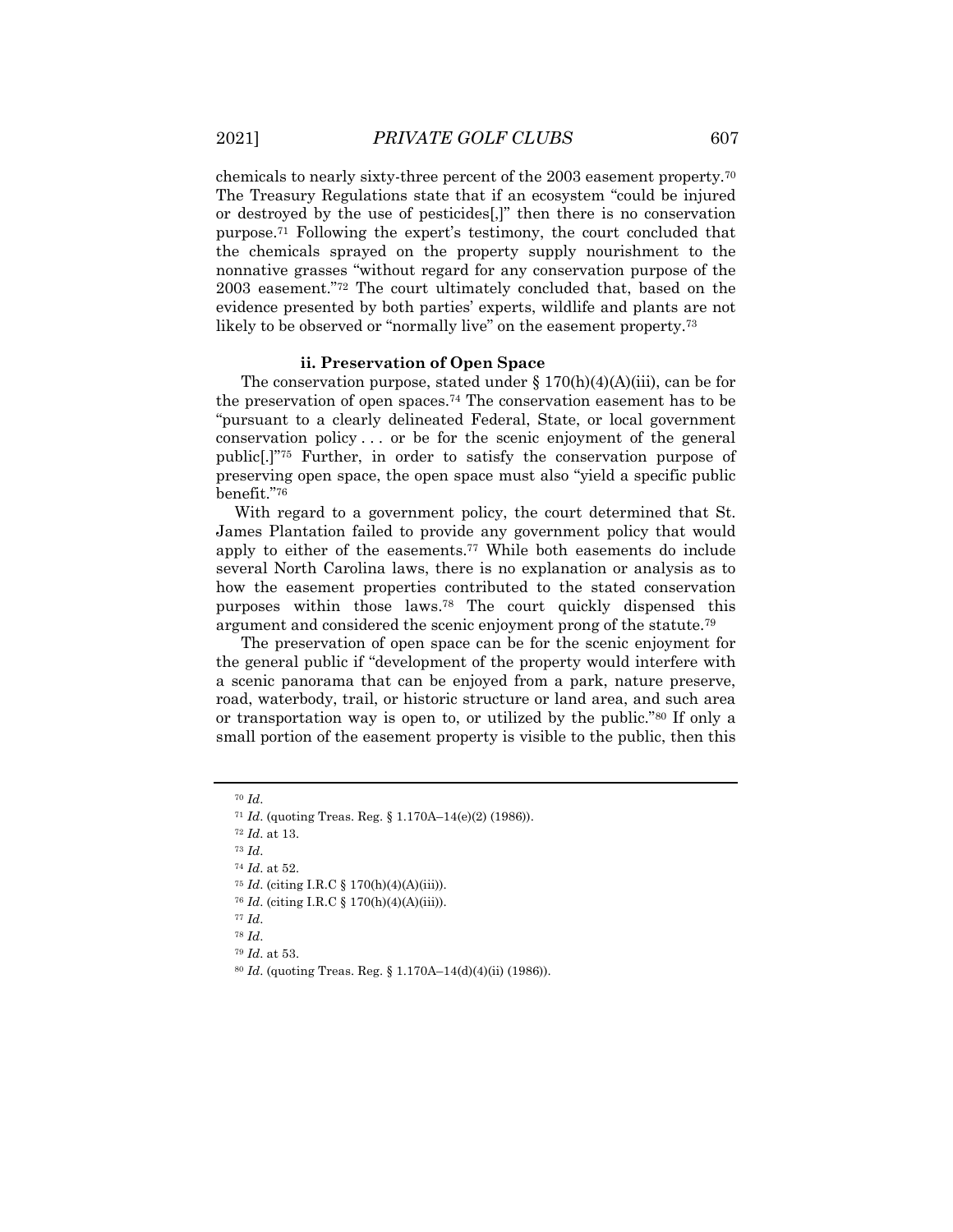chemicals to nearly sixty-three percent of the 2003 easement property.[70] The Treasury Regulations state that if an ecosystem "could be injured or destroyed by the use of pesticides[,]" then there is no conservation purpose.[71] Following the expert's testimony, the court concluded that the chemicals sprayed on the property supply nourishment to the nonnative grasses "without regard for any conservation purpose of the 2003 easement."[72] The court ultimately concluded that, based on the evidence presented by both parties' experts, wildlife and plants are not likely to be observed or "normally live" on the easement property.[73]

#### ii. Preservation of Open Space

The conservation purpose, stated under § 170(h)(4)(A)(iii), can be for the preservation of open spaces.[74] The conservation easement has to be "pursuant to a clearly delineated Federal, State, or local government conservation policy . . . or be for the scenic enjoyment of the general public[.]"[75] Further, in order to satisfy the conservation purpose of preserving open space, the open space must also "yield a specific public benefit."[76]

With regard to a government policy, the court determined that St. James Plantation failed to provide any government policy that would apply to either of the easements.[77] While both easements do include several North Carolina laws, there is no explanation or analysis as to how the easement properties contributed to the stated conservation purposes within those laws.[78] The court quickly dispensed this argument and considered the scenic enjoyment prong of the statute.[79]

The preservation of open space can be for the scenic enjoyment for the general public if "development of the property would interfere with a scenic panorama that can be enjoyed from a park, nature preserve, road, waterbody, trail, or historic structure or land area, and such area or transportation way is open to, or utilized by the public."[80] If only a small portion of the easement property is visible to the public, then this

---

[70] *Id*.

[71] *Id*. (quoting Treas. Reg. § 1.170A–14(e)(2) (1986)).

[72] *Id*. at 13.

[73] *Id*.

[74] *Id*. at 52.

[75] *Id*. (citing I.R.C § 170(h)(4)(A)(iii)).

[76] *Id*. (citing I.R.C § 170(h)(4)(A)(iii)).

[77] *Id*.

[78] *Id*.

[79] *Id*. at 53.

[80] *Id*. (quoting Treas. Reg. § 1.170A–14(d)(4)(ii) (1986)).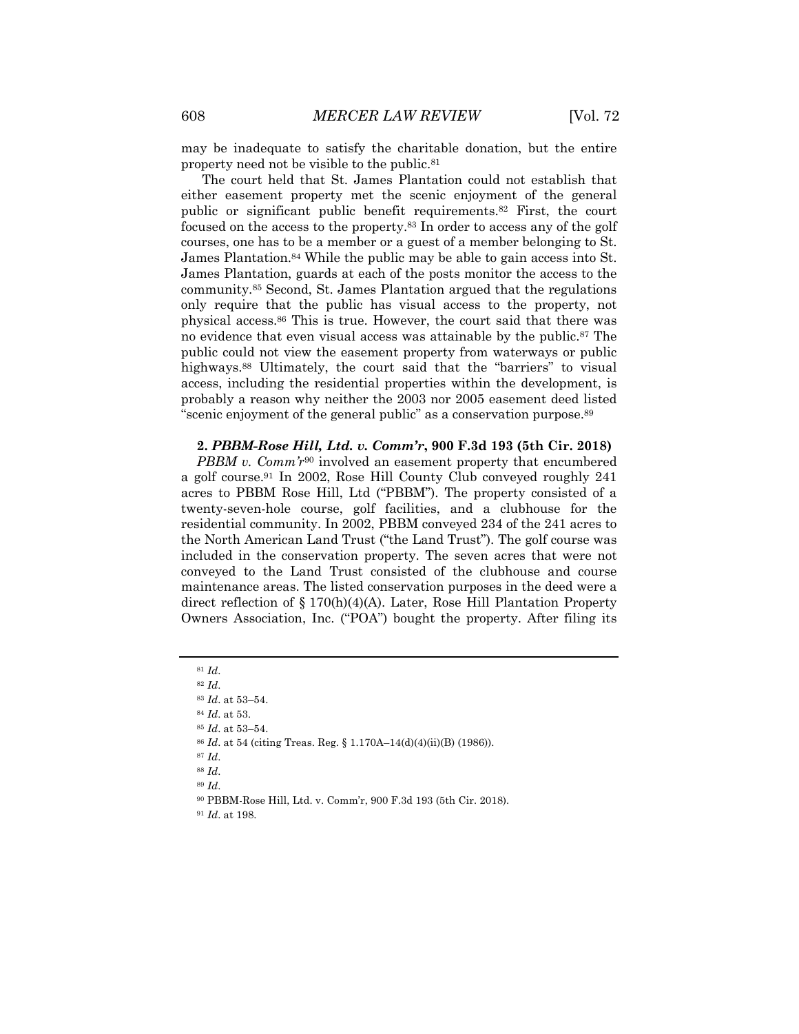may be inadequate to satisfy the charitable donation, but the entire property need not be visible to the public.[81]

The court held that St. James Plantation could not establish that either easement property met the scenic enjoyment of the general public or significant public benefit requirements.[82] First, the court focused on the access to the property.[83] In order to access any of the golf courses, one has to be a member or a guest of a member belonging to St. James Plantation.[84] While the public may be able to gain access into St. James Plantation, guards at each of the posts monitor the access to the community.[85] Second, St. James Plantation argued that the regulations only require that the public has visual access to the property, not physical access.[86] This is true. However, the court said that there was no evidence that even visual access was attainable by the public.[87] The public could not view the easement property from waterways or public highways.[88] Ultimately, the court said that the "barriers" to visual access, including the residential properties within the development, is probably a reason why neither the 2003 nor 2005 easement deed listed "scenic enjoyment of the general public" as a conservation purpose.[89]

### 2. *PBBM-Rose Hill, Ltd. v. Comm'r*, 900 F.3d 193 (5th Cir. 2018)

*PBBM v. Comm'r*[90] involved an easement property that encumbered a golf course.[91] In 2002, Rose Hill County Club conveyed roughly 241 acres to PBBM Rose Hill, Ltd ("PBBM"). The property consisted of a twenty-seven-hole course, golf facilities, and a clubhouse for the residential community. In 2002, PBBM conveyed 234 of the 241 acres to the North American Land Trust ("the Land Trust"). The golf course was included in the conservation property. The seven acres that were not conveyed to the Land Trust consisted of the clubhouse and course maintenance areas. The listed conservation purposes in the deed were a direct reflection of § 170(h)(4)(A). Later, Rose Hill Plantation Property Owners Association, Inc. ("POA") bought the property. After filing its

---

[81] *Id*.

[82] *Id*.

[83] *Id*. at 53–54.

[84] *Id*. at 53.

[85] *Id*. at 53–54.

[86] *Id*. at 54 (citing Treas. Reg. § 1.170A–14(d)(4)(ii)(B) (1986)).

[87] *Id*.

[88] *Id*.

[89] *Id*.

[90] PBBM-Rose Hill, Ltd. v. Comm'r, 900 F.3d 193 (5th Cir. 2018).

[91] *Id*. at 198.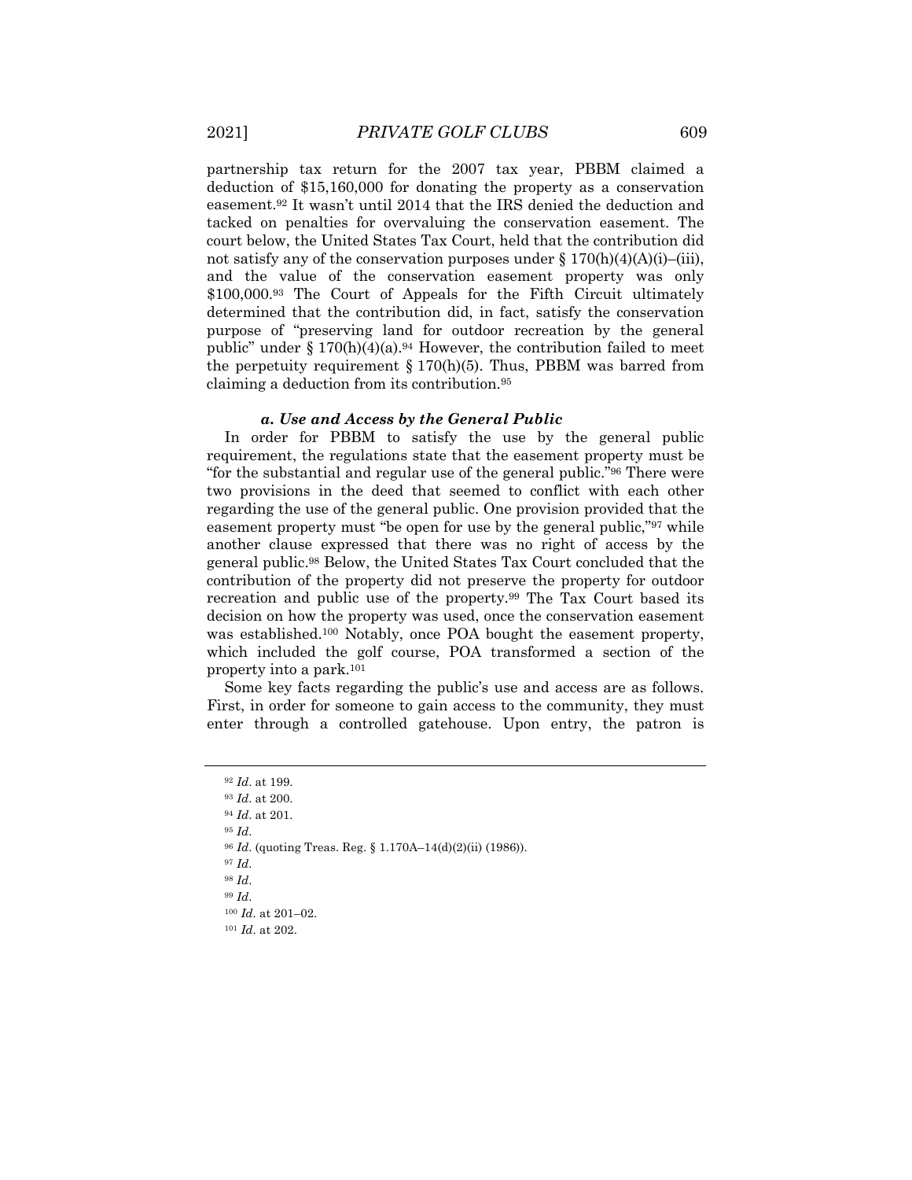partnership tax return for the 2007 tax year, PBBM claimed a deduction of $15,160,000 for donating the property as a conservation easement.[92] It wasn't until 2014 that the IRS denied the deduction and tacked on penalties for overvaluing the conservation easement. The court below, the United States Tax Court, held that the contribution did not satisfy any of the conservation purposes under § 170(h)(4)(A)(i)–(iii), and the value of the conservation easement property was only $100,000.[93] The Court of Appeals for the Fifth Circuit ultimately determined that the contribution did, in fact, satisfy the conservation purpose of "preserving land for outdoor recreation by the general public" under § 170(h)(4)(a).[94] However, the contribution failed to meet the perpetuity requirement § 170(h)(5). Thus, PBBM was barred from claiming a deduction from its contribution.[95]

#### *a. Use and Access by the General Public*

In order for PBBM to satisfy the use by the general public requirement, the regulations state that the easement property must be "for the substantial and regular use of the general public."[96] There were two provisions in the deed that seemed to conflict with each other regarding the use of the general public. One provision provided that the easement property must "be open for use by the general public,"[97] while another clause expressed that there was no right of access by the general public.[98] Below, the United States Tax Court concluded that the contribution of the property did not preserve the property for outdoor recreation and public use of the property.[99] The Tax Court based its decision on how the property was used, once the conservation easement was established.[100] Notably, once POA bought the easement property, which included the golf course, POA transformed a section of the property into a park.[101]

Some key facts regarding the public's use and access are as follows. First, in order for someone to gain access to the community, they must enter through a controlled gatehouse. Upon entry, the patron is

---

[92] *Id*. at 199.

[93] *Id*. at 200.

[94] *Id*. at 201.

[95] *Id*.

[96] *Id*. (quoting Treas. Reg. § 1.170A–14(d)(2)(ii) (1986)).

[97] *Id*.

[98] *Id*.

[99] *Id*.

[100] *Id*. at 201–02.

[101] *Id*. at 202.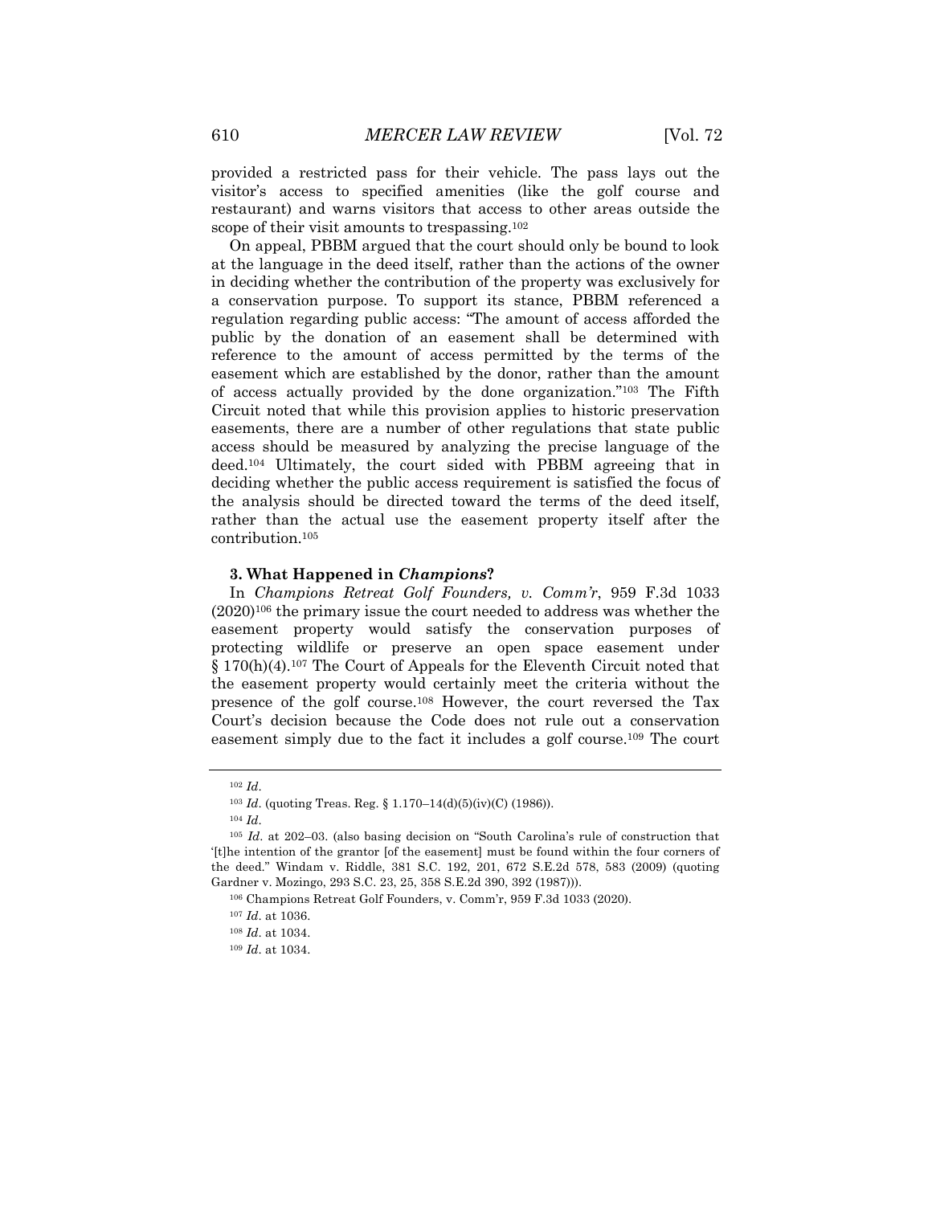provided a restricted pass for their vehicle. The pass lays out the visitor's access to specified amenities (like the golf course and restaurant) and warns visitors that access to other areas outside the scope of their visit amounts to trespassing.[102]

On appeal, PBBM argued that the court should only be bound to look at the language in the deed itself, rather than the actions of the owner in deciding whether the contribution of the property was exclusively for a conservation purpose. To support its stance, PBBM referenced a regulation regarding public access: "The amount of access afforded the public by the donation of an easement shall be determined with reference to the amount of access permitted by the terms of the easement which are established by the donor, rather than the amount of access actually provided by the done organization."[103] The Fifth Circuit noted that while this provision applies to historic preservation easements, there are a number of other regulations that state public access should be measured by analyzing the precise language of the deed.[104] Ultimately, the court sided with PBBM agreeing that in deciding whether the public access requirement is satisfied the focus of the analysis should be directed toward the terms of the deed itself, rather than the actual use the easement property itself after the contribution.[105]

### 3. What Happened in *Champions*?

In *Champions Retreat Golf Founders, v. Comm'r*, 959 F.3d 1033 (2020)[106] the primary issue the court needed to address was whether the easement property would satisfy the conservation purposes of protecting wildlife or preserve an open space easement under § 170(h)(4).[107] The Court of Appeals for the Eleventh Circuit noted that the easement property would certainly meet the criteria without the presence of the golf course.[108] However, the court reversed the Tax Court's decision because the Code does not rule out a conservation easement simply due to the fact it includes a golf course.[109] The court

---

[102] *Id*.

[103] *Id*. (quoting Treas. Reg. § 1.170–14(d)(5)(iv)(C) (1986)).

[104] *Id*.

[105] *Id*. at 202–03. (also basing decision on "South Carolina's rule of construction that '[t]he intention of the grantor [of the easement] must be found within the four corners of the deed." Windam v. Riddle, 381 S.C. 192, 201, 672 S.E.2d 578, 583 (2009) (quoting Gardner v. Mozingo, 293 S.C. 23, 25, 358 S.E.2d 390, 392 (1987))).

[106] Champions Retreat Golf Founders, v. Comm'r, 959 F.3d 1033 (2020).

[107] *Id*. at 1036.

[108] *Id*. at 1034.

[109] *Id*. at 1034.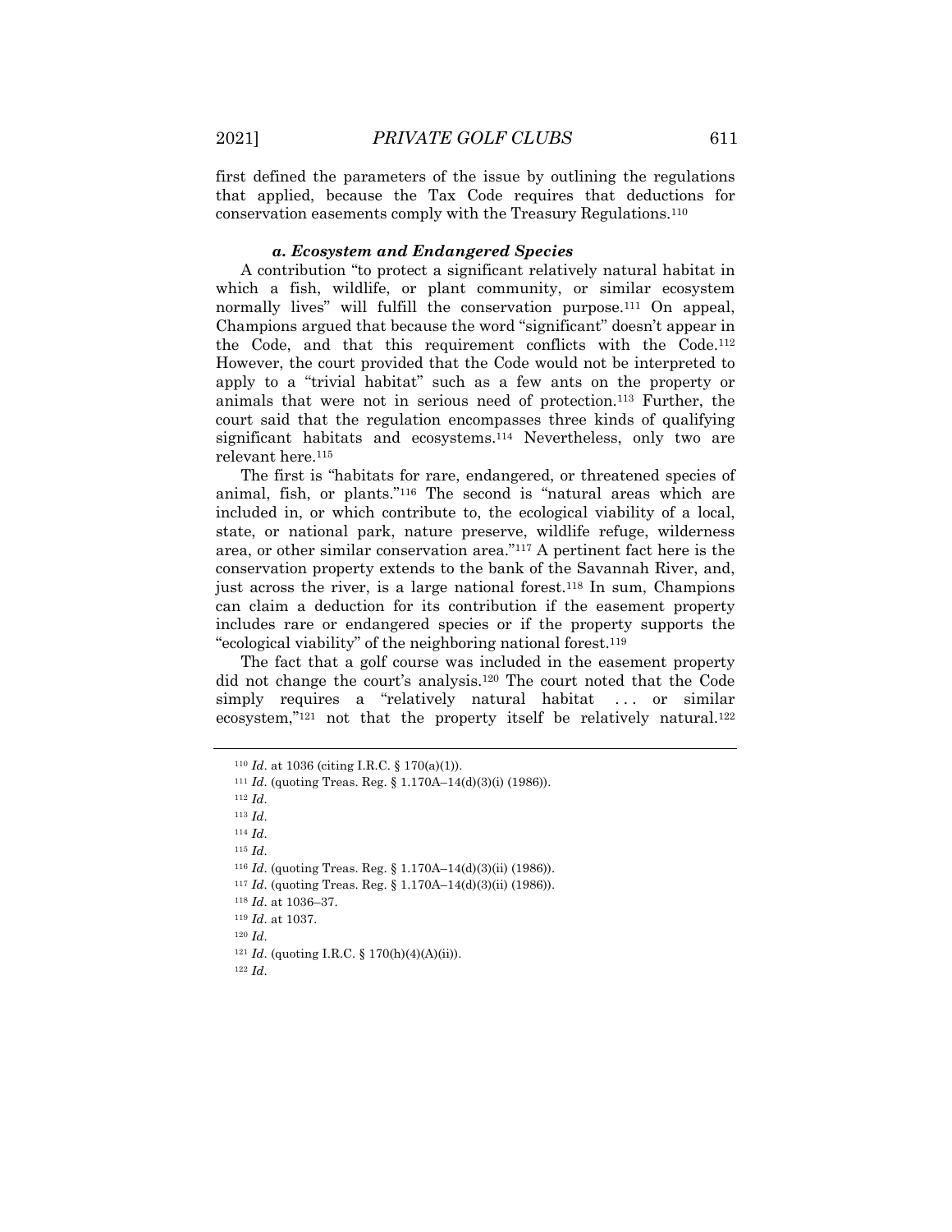first defined the parameters of the issue by outlining the regulations that applied, because the Tax Code requires that deductions for conservation easements comply with the Treasury Regulations.[110]

#### *a. Ecosystem and Endangered Species*

A contribution "to protect a significant relatively natural habitat in which a fish, wildlife, or plant community, or similar ecosystem normally lives" will fulfill the conservation purpose.[111] On appeal, Champions argued that because the word "significant" doesn't appear in the Code, and that this requirement conflicts with the Code.[112] However, the court provided that the Code would not be interpreted to apply to a "trivial habitat" such as a few ants on the property or animals that were not in serious need of protection.[113] Further, the court said that the regulation encompasses three kinds of qualifying significant habitats and ecosystems.[114] Nevertheless, only two are relevant here.[115]

The first is "habitats for rare, endangered, or threatened species of animal, fish, or plants."[116] The second is "natural areas which are included in, or which contribute to, the ecological viability of a local, state, or national park, nature preserve, wildlife refuge, wilderness area, or other similar conservation area."[117] A pertinent fact here is the conservation property extends to the bank of the Savannah River, and, just across the river, is a large national forest.[118] In sum, Champions can claim a deduction for its contribution if the easement property includes rare or endangered species or if the property supports the "ecological viability" of the neighboring national forest.[119]

The fact that a golf course was included in the easement property did not change the court's analysis.[120] The court noted that the Code simply requires a "relatively natural habitat . . . or similar ecosystem,"[121] not that the property itself be relatively natural.[122]

---

[110] *Id.* at 1036 (citing I.R.C. § 170(a)(1)).

[111] *Id.* (quoting Treas. Reg. § 1.170A–14(d)(3)(i) (1986)).

[112] *Id.*

[113] *Id.*

[114] *Id.*

[115] *Id.*

[116] *Id.* (quoting Treas. Reg. § 1.170A–14(d)(3)(ii) (1986)).

[117] *Id.* (quoting Treas. Reg. § 1.170A–14(d)(3)(ii) (1986)).

[118] *Id.* at 1036–37.

[119] *Id.* at 1037.

[120] *Id.*

[121] *Id.* (quoting I.R.C. § 170(h)(4)(A)(ii)).

[122] *Id.*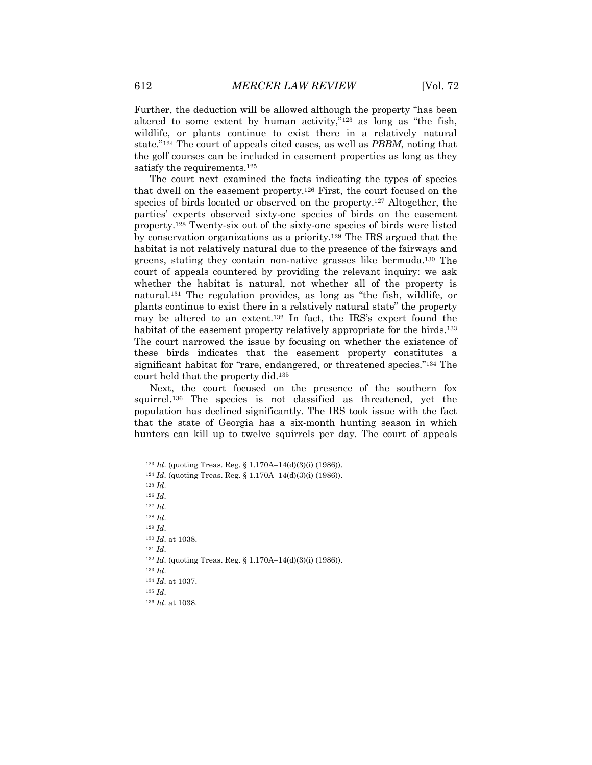Further, the deduction will be allowed although the property "has been altered to some extent by human activity,"[123] as long as "the fish, wildlife, or plants continue to exist there in a relatively natural state."[124] The court of appeals cited cases, as well as *PBBM*, noting that the golf courses can be included in easement properties as long as they satisfy the requirements.[125]

The court next examined the facts indicating the types of species that dwell on the easement property.[126] First, the court focused on the species of birds located or observed on the property.[127] Altogether, the parties' experts observed sixty-one species of birds on the easement property.[128] Twenty-six out of the sixty-one species of birds were listed by conservation organizations as a priority.[129] The IRS argued that the habitat is not relatively natural due to the presence of the fairways and greens, stating they contain non-native grasses like bermuda.[130] The court of appeals countered by providing the relevant inquiry: we ask whether the habitat is natural, not whether all of the property is natural.[131] The regulation provides, as long as "the fish, wildlife, or plants continue to exist there in a relatively natural state" the property may be altered to an extent.[132] In fact, the IRS's expert found the habitat of the easement property relatively appropriate for the birds.[133] The court narrowed the issue by focusing on whether the existence of these birds indicates that the easement property constitutes a significant habitat for "rare, endangered, or threatened species."[134] The court held that the property did.[135]

Next, the court focused on the presence of the southern fox squirrel.[136] The species is not classified as threatened, yet the population has declined significantly. The IRS took issue with the fact that the state of Georgia has a six-month hunting season in which hunters can kill up to twelve squirrels per day. The court of appeals

---

[123] *Id.* (quoting Treas. Reg. § 1.170A–14(d)(3)(i) (1986)).

[124] *Id.* (quoting Treas. Reg. § 1.170A–14(d)(3)(i) (1986)).

[125] *Id.*

[126] *Id.*

[127] *Id.*

[128] *Id.*

[129] *Id.*

[130] *Id.* at 1038.

[131] *Id.*

[132] *Id.* (quoting Treas. Reg. § 1.170A–14(d)(3)(i) (1986)).

[133] *Id.*

[134] *Id.* at 1037.

[135] *Id.*

[136] *Id.* at 1038.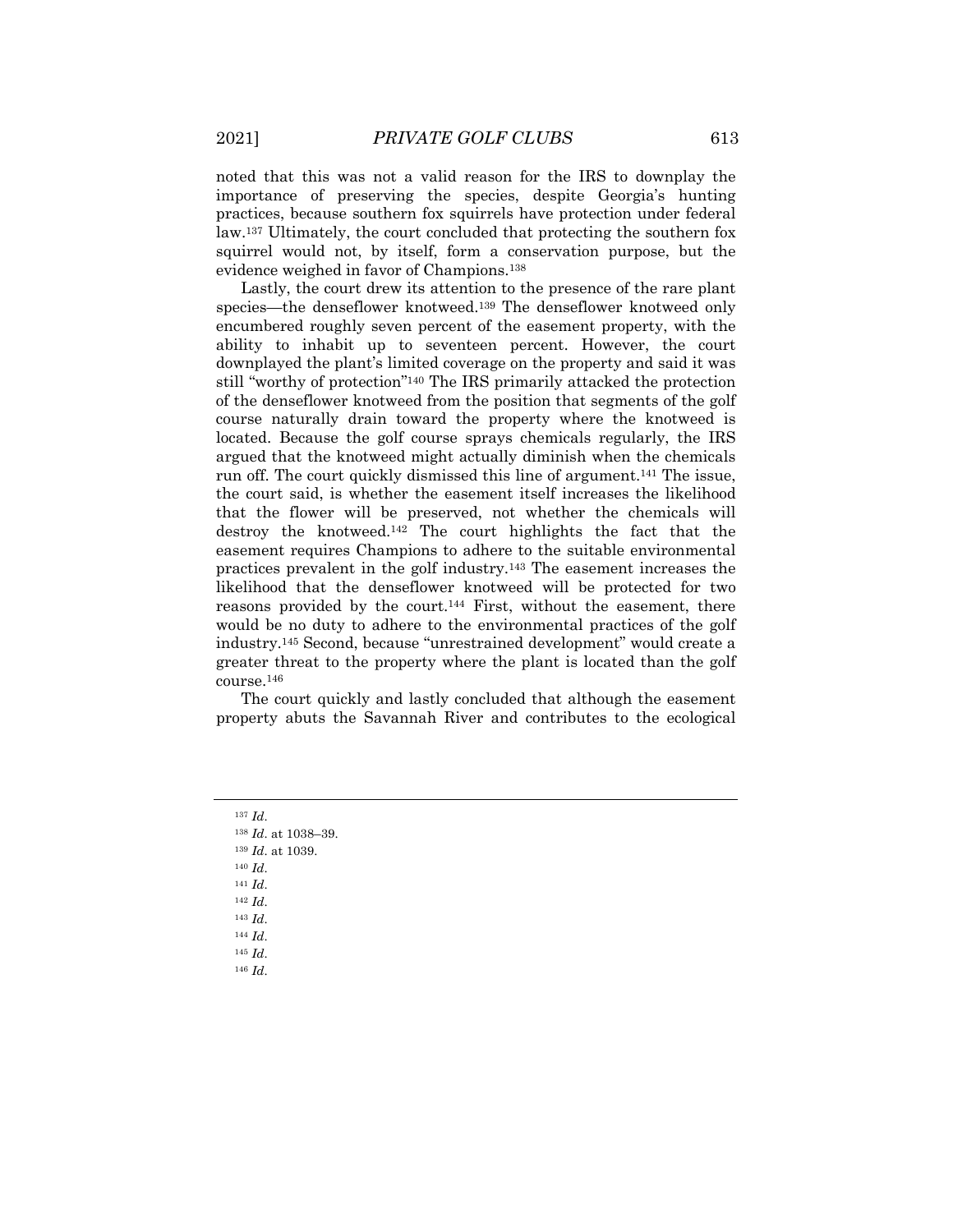noted that this was not a valid reason for the IRS to downplay the importance of preserving the species, despite Georgia's hunting practices, because southern fox squirrels have protection under federal law.[137] Ultimately, the court concluded that protecting the southern fox squirrel would not, by itself, form a conservation purpose, but the evidence weighed in favor of Champions.[138]

Lastly, the court drew its attention to the presence of the rare plant species—the denseflower knotweed.[139] The denseflower knotweed only encumbered roughly seven percent of the easement property, with the ability to inhabit up to seventeen percent. However, the court downplayed the plant's limited coverage on the property and said it was still "worthy of protection"[140] The IRS primarily attacked the protection of the denseflower knotweed from the position that segments of the golf course naturally drain toward the property where the knotweed is located. Because the golf course sprays chemicals regularly, the IRS argued that the knotweed might actually diminish when the chemicals run off. The court quickly dismissed this line of argument.[141] The issue, the court said, is whether the easement itself increases the likelihood that the flower will be preserved, not whether the chemicals will destroy the knotweed.[142] The court highlights the fact that the easement requires Champions to adhere to the suitable environmental practices prevalent in the golf industry.[143] The easement increases the likelihood that the denseflower knotweed will be protected for two reasons provided by the court.[144] First, without the easement, there would be no duty to adhere to the environmental practices of the golf industry.[145] Second, because "unrestrained development" would create a greater threat to the property where the plant is located than the golf course.[146]

The court quickly and lastly concluded that although the easement property abuts the Savannah River and contributes to the ecological

---

[137] *Id*.

[138] *Id*. at 1038–39.

[139] *Id*. at 1039.

[140] *Id*.

[141] *Id*.

[142] *Id*.

[143] *Id*.

[144] *Id*.

[145] *Id*.

[146] *Id*.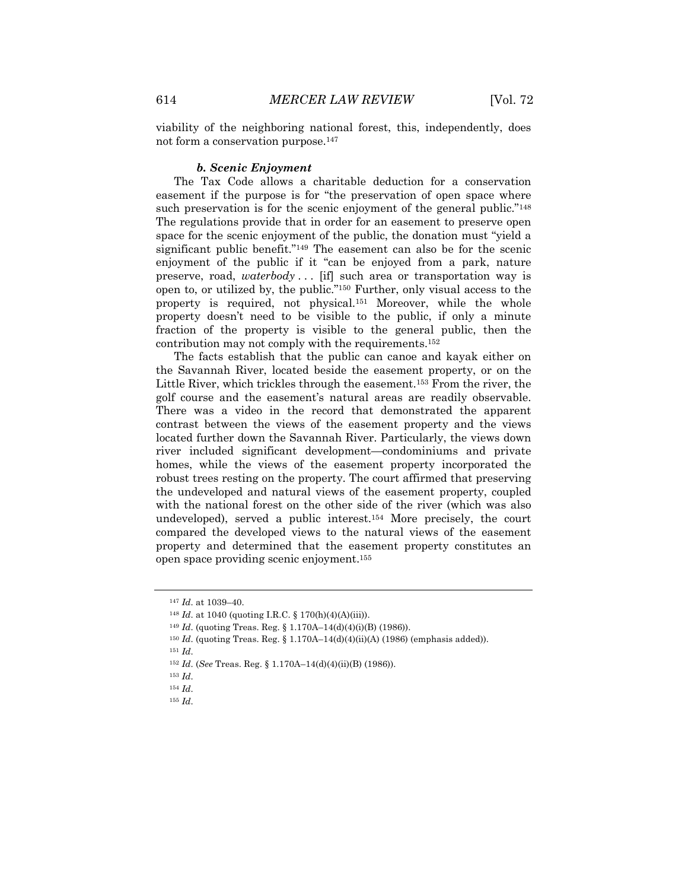viability of the neighboring national forest, this, independently, does not form a conservation purpose.[147]

#### *b. Scenic Enjoyment*

The Tax Code allows a charitable deduction for a conservation easement if the purpose is for "the preservation of open space where such preservation is for the scenic enjoyment of the general public."[148] The regulations provide that in order for an easement to preserve open space for the scenic enjoyment of the public, the donation must "yield a significant public benefit."[149] The easement can also be for the scenic enjoyment of the public if it "can be enjoyed from a park, nature preserve, road, *waterbody* . . . [if] such area or transportation way is open to, or utilized by, the public."[150] Further, only visual access to the property is required, not physical.[151] Moreover, while the whole property doesn't need to be visible to the public, if only a minute fraction of the property is visible to the general public, then the contribution may not comply with the requirements.[152]

The facts establish that the public can canoe and kayak either on the Savannah River, located beside the easement property, or on the Little River, which trickles through the easement.[153] From the river, the golf course and the easement's natural areas are readily observable. There was a video in the record that demonstrated the apparent contrast between the views of the easement property and the views located further down the Savannah River. Particularly, the views down river included significant development—condominiums and private homes, while the views of the easement property incorporated the robust trees resting on the property. The court affirmed that preserving the undeveloped and natural views of the easement property, coupled with the national forest on the other side of the river (which was also undeveloped), served a public interest.[154] More precisely, the court compared the developed views to the natural views of the easement property and determined that the easement property constitutes an open space providing scenic enjoyment.[155]

---

[147] *Id*. at 1039–40.

[148] *Id*. at 1040 (quoting I.R.C. § 170(h)(4)(A)(iii)).

[149] *Id*. (quoting Treas. Reg. § 1.170A–14(d)(4)(i)(B) (1986)).

[150] *Id*. (quoting Treas. Reg. § 1.170A–14(d)(4)(ii)(A) (1986) (emphasis added)).

[151] *Id*.

[152] *Id*. (*See* Treas. Reg. § 1.170A–14(d)(4)(ii)(B) (1986)).

[153] *Id*.

[154] *Id*.

[155] *Id*.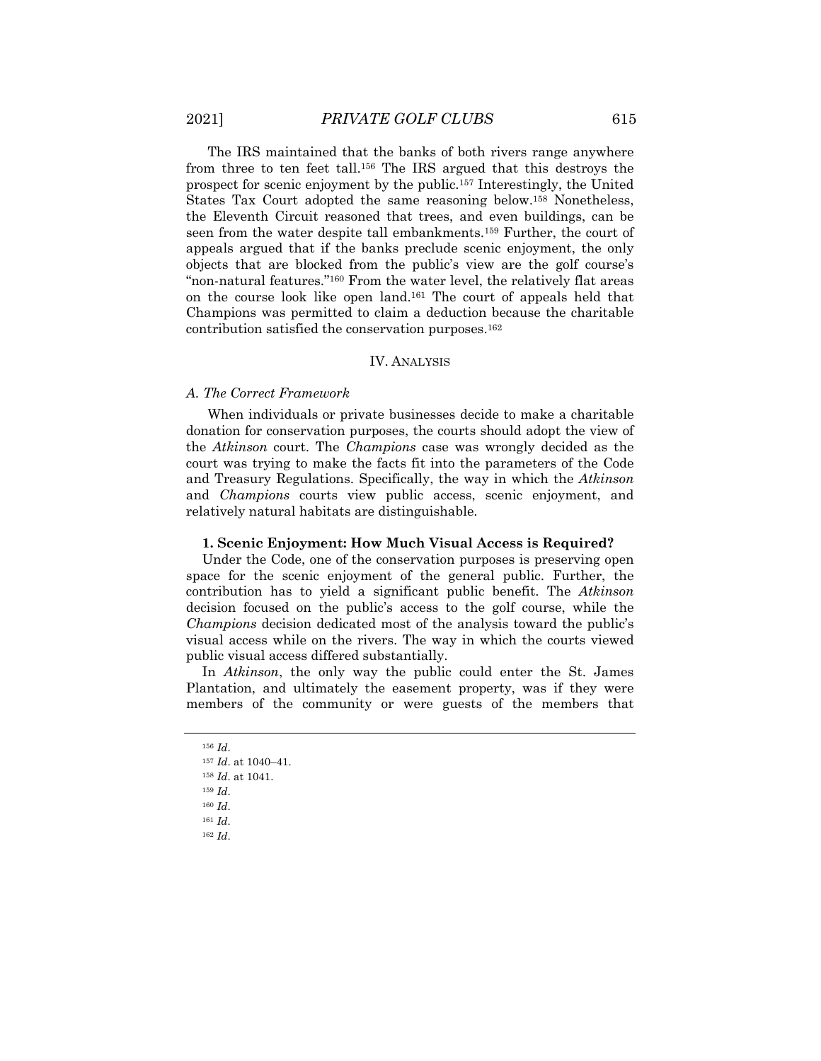The IRS maintained that the banks of both rivers range anywhere from three to ten feet tall.[156] The IRS argued that this destroys the prospect for scenic enjoyment by the public.[157] Interestingly, the United States Tax Court adopted the same reasoning below.[158] Nonetheless, the Eleventh Circuit reasoned that trees, and even buildings, can be seen from the water despite tall embankments.[159] Further, the court of appeals argued that if the banks preclude scenic enjoyment, the only objects that are blocked from the public's view are the golf course's "non-natural features."[160] From the water level, the relatively flat areas on the course look like open land.[161] The court of appeals held that Champions was permitted to claim a deduction because the charitable contribution satisfied the conservation purposes.[162]

## IV. Analysis

### *A. The Correct Framework*

When individuals or private businesses decide to make a charitable donation for conservation purposes, the courts should adopt the view of the *Atkinson* court. The *Champions* case was wrongly decided as the court was trying to make the facts fit into the parameters of the Code and Treasury Regulations. Specifically, the way in which the *Atkinson* and *Champions* courts view public access, scenic enjoyment, and relatively natural habitats are distinguishable.

#### **1. Scenic Enjoyment: How Much Visual Access is Required?**

Under the Code, one of the conservation purposes is preserving open space for the scenic enjoyment of the general public. Further, the contribution has to yield a significant public benefit. The *Atkinson* decision focused on the public's access to the golf course, while the *Champions* decision dedicated most of the analysis toward the public's visual access while on the rivers. The way in which the courts viewed public visual access differed substantially.

In *Atkinson*, the only way the public could enter the St. James Plantation, and ultimately the easement property, was if they were members of the community or were guests of the members that

---

[156] *Id*.

[157] *Id*. at 1040–41.

[158] *Id*. at 1041.

[159] *Id*.

[160] *Id*.

[161] *Id*.

[162] *Id*.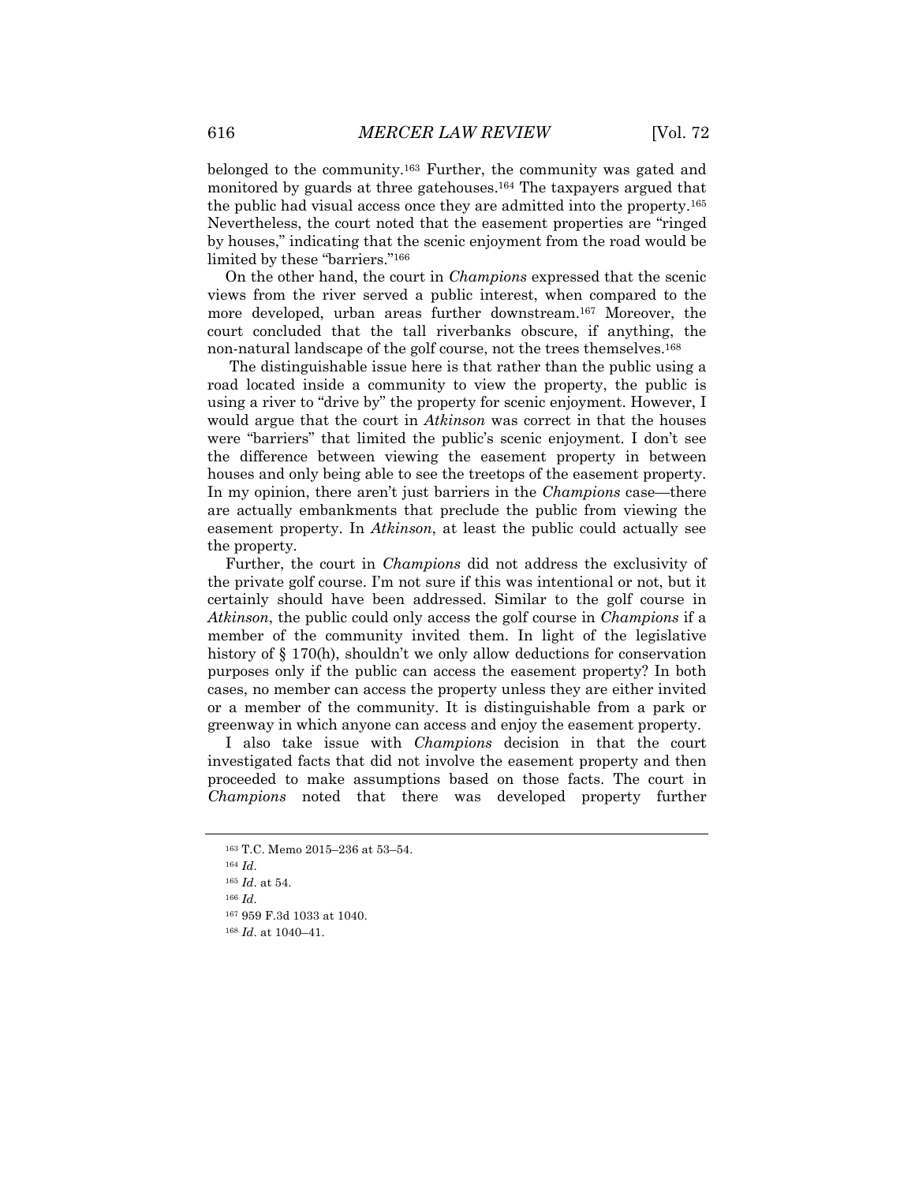belonged to the community.[163] Further, the community was gated and monitored by guards at three gatehouses.[164] The taxpayers argued that the public had visual access once they are admitted into the property.[165] Nevertheless, the court noted that the easement properties are "ringed by houses," indicating that the scenic enjoyment from the road would be limited by these "barriers."[166]

On the other hand, the court in *Champions* expressed that the scenic views from the river served a public interest, when compared to the more developed, urban areas further downstream.[167] Moreover, the court concluded that the tall riverbanks obscure, if anything, the non-natural landscape of the golf course, not the trees themselves.[168]

The distinguishable issue here is that rather than the public using a road located inside a community to view the property, the public is using a river to "drive by" the property for scenic enjoyment. However, I would argue that the court in *Atkinson* was correct in that the houses were "barriers" that limited the public's scenic enjoyment. I don't see the difference between viewing the easement property in between houses and only being able to see the treetops of the easement property. In my opinion, there aren't just barriers in the *Champions* case—there are actually embankments that preclude the public from viewing the easement property. In *Atkinson*, at least the public could actually see the property.

Further, the court in *Champions* did not address the exclusivity of the private golf course. I'm not sure if this was intentional or not, but it certainly should have been addressed. Similar to the golf course in *Atkinson*, the public could only access the golf course in *Champions* if a member of the community invited them. In light of the legislative history of § 170(h), shouldn't we only allow deductions for conservation purposes only if the public can access the easement property? In both cases, no member can access the property unless they are either invited or a member of the community. It is distinguishable from a park or greenway in which anyone can access and enjoy the easement property.

I also take issue with *Champions* decision in that the court investigated facts that did not involve the easement property and then proceeded to make assumptions based on those facts. The court in *Champions* noted that there was developed property further

---

[163] T.C. Memo 2015–236 at 53–54.

[164] *Id*.

[165] *Id*. at 54.

[166] *Id*.

[167] 959 F.3d 1033 at 1040.

[168] *Id*. at 1040–41.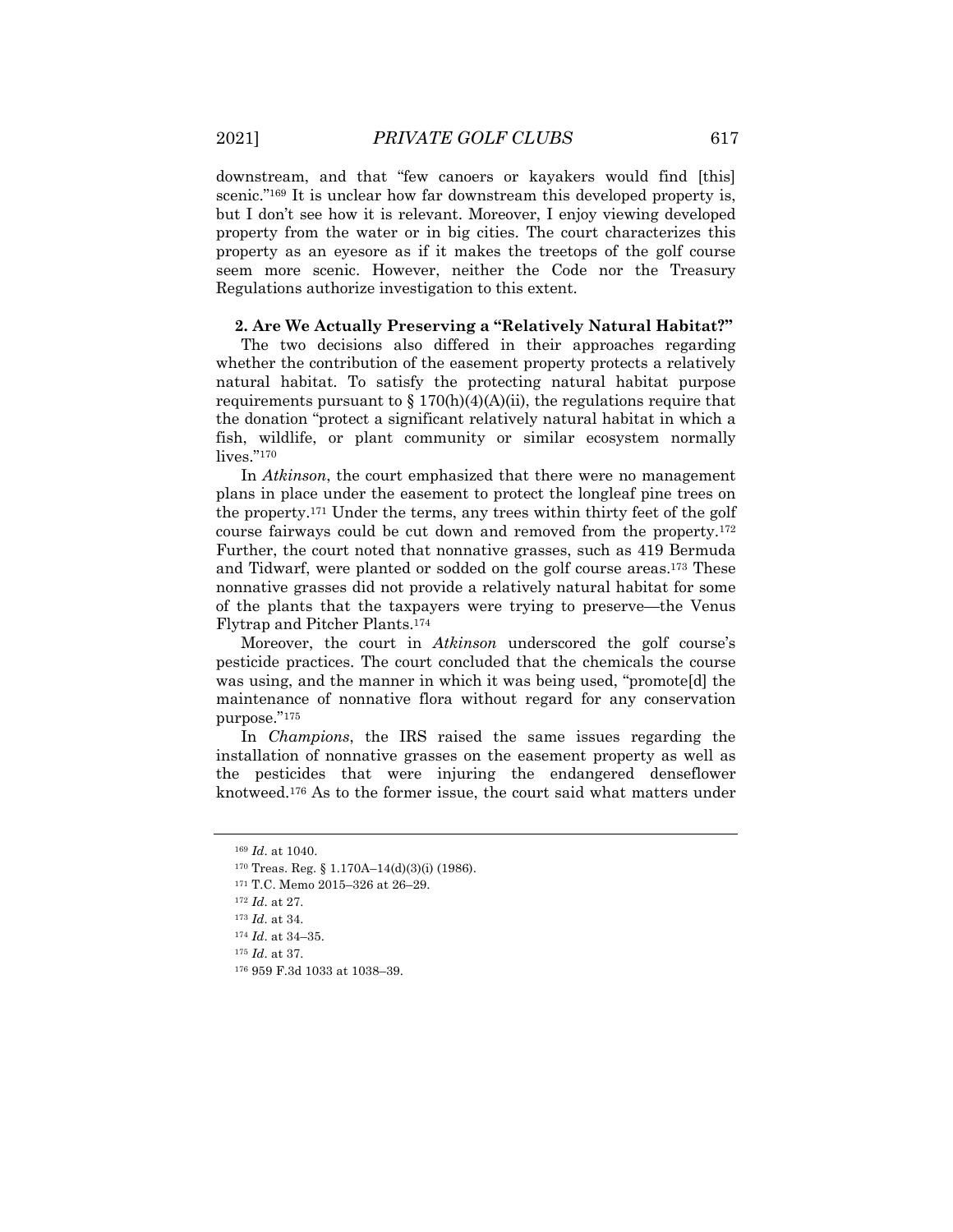downstream, and that "few canoers or kayakers would find [this] scenic."[169] It is unclear how far downstream this developed property is, but I don't see how it is relevant. Moreover, I enjoy viewing developed property from the water or in big cities. The court characterizes this property as an eyesore as if it makes the treetops of the golf course seem more scenic. However, neither the Code nor the Treasury Regulations authorize investigation to this extent.

### 2. Are We Actually Preserving a "Relatively Natural Habitat?"

The two decisions also differed in their approaches regarding whether the contribution of the easement property protects a relatively natural habitat. To satisfy the protecting natural habitat purpose requirements pursuant to § 170(h)(4)(A)(ii), the regulations require that the donation "protect a significant relatively natural habitat in which a fish, wildlife, or plant community or similar ecosystem normally lives."[170]

In *Atkinson*, the court emphasized that there were no management plans in place under the easement to protect the longleaf pine trees on the property.[171] Under the terms, any trees within thirty feet of the golf course fairways could be cut down and removed from the property.[172] Further, the court noted that nonnative grasses, such as 419 Bermuda and Tidwarf, were planted or sodded on the golf course areas.[173] These nonnative grasses did not provide a relatively natural habitat for some of the plants that the taxpayers were trying to preserve—the Venus Flytrap and Pitcher Plants.[174]

Moreover, the court in *Atkinson* underscored the golf course's pesticide practices. The court concluded that the chemicals the course was using, and the manner in which it was being used, "promote[d] the maintenance of nonnative flora without regard for any conservation purpose."[175]

In *Champions*, the IRS raised the same issues regarding the installation of nonnative grasses on the easement property as well as the pesticides that were injuring the endangered denseflower knotweed.[176] As to the former issue, the court said what matters under

---

[169] *Id*. at 1040.

[170] Treas. Reg. § 1.170A–14(d)(3)(i) (1986).

[171] T.C. Memo 2015–326 at 26–29.

[172] *Id*. at 27.

[173] *Id*. at 34.

[174] *Id*. at 34–35.

[175] *Id*. at 37.

[176] 959 F.3d 1033 at 1038–39.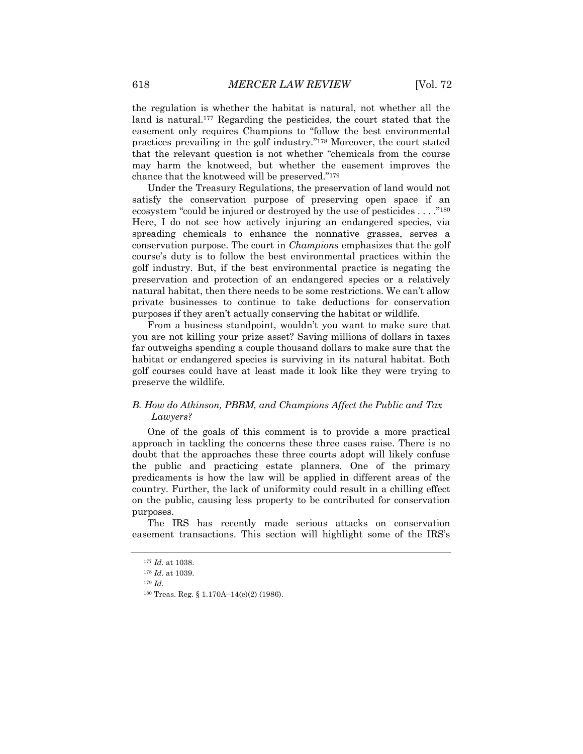the regulation is whether the habitat is natural, not whether all the land is natural.[177] Regarding the pesticides, the court stated that the easement only requires Champions to "follow the best environmental practices prevailing in the golf industry."[178] Moreover, the court stated that the relevant question is not whether "chemicals from the course may harm the knotweed, but whether the easement improves the chance that the knotweed will be preserved."[179]

Under the Treasury Regulations, the preservation of land would not satisfy the conservation purpose of preserving open space if an ecosystem "could be injured or destroyed by the use of pesticides . . . ."[180] Here, I do not see how actively injuring an endangered species, via spreading chemicals to enhance the nonnative grasses, serves a conservation purpose. The court in *Champions* emphasizes that the golf course's duty is to follow the best environmental practices within the golf industry. But, if the best environmental practice is negating the preservation and protection of an endangered species or a relatively natural habitat, then there needs to be some restrictions. We can't allow private businesses to continue to take deductions for conservation purposes if they aren't actually conserving the habitat or wildlife.

From a business standpoint, wouldn't you want to make sure that you are not killing your prize asset? Saving millions of dollars in taxes far outweighs spending a couple thousand dollars to make sure that the habitat or endangered species is surviving in its natural habitat. Both golf courses could have at least made it look like they were trying to preserve the wildlife.

### *B. How do Atkinson, PBBM, and Champions Affect the Public and Tax Lawyers?*

One of the goals of this comment is to provide a more practical approach in tackling the concerns these three cases raise. There is no doubt that the approaches these three courts adopt will likely confuse the public and practicing estate planners. One of the primary predicaments is how the law will be applied in different areas of the country. Further, the lack of uniformity could result in a chilling effect on the public, causing less property to be contributed for conservation purposes.

The IRS has recently made serious attacks on conservation easement transactions. This section will highlight some of the IRS's

---

[177] *Id*. at 1038.

[178] *Id*. at 1039.

[179] *Id*.

[180] Treas. Reg. § 1.170A–14(e)(2) (1986).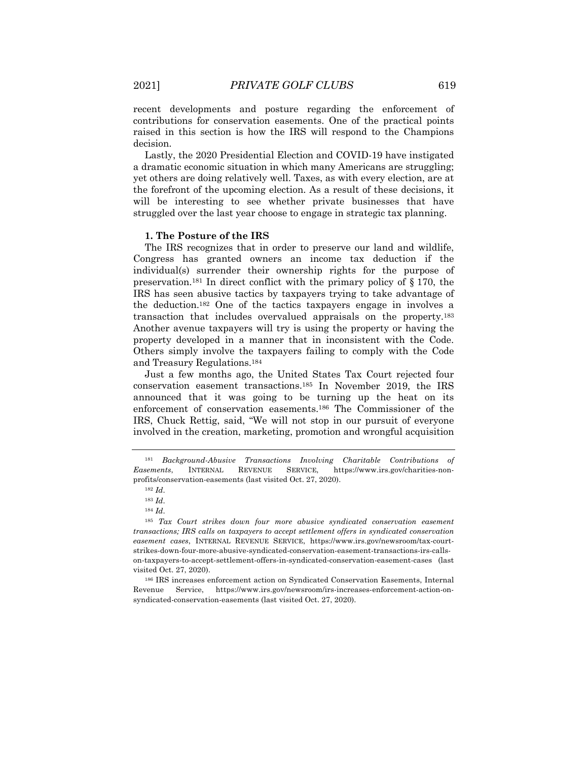recent developments and posture regarding the enforcement of contributions for conservation easements. One of the practical points raised in this section is how the IRS will respond to the Champions decision.

Lastly, the 2020 Presidential Election and COVID-19 have instigated a dramatic economic situation in which many Americans are struggling; yet others are doing relatively well. Taxes, as with every election, are at the forefront of the upcoming election. As a result of these decisions, it will be interesting to see whether private businesses that have struggled over the last year choose to engage in strategic tax planning.

#### 1. The Posture of the IRS

The IRS recognizes that in order to preserve our land and wildlife, Congress has granted owners an income tax deduction if the individual(s) surrender their ownership rights for the purpose of preservation.[181] In direct conflict with the primary policy of § 170, the IRS has seen abusive tactics by taxpayers trying to take advantage of the deduction.[182] One of the tactics taxpayers engage in involves a transaction that includes overvalued appraisals on the property.[183] Another avenue taxpayers will try is using the property or having the property developed in a manner that in inconsistent with the Code. Others simply involve the taxpayers failing to comply with the Code and Treasury Regulations.[184]

Just a few months ago, the United States Tax Court rejected four conservation easement transactions.[185] In November 2019, the IRS announced that it was going to be turning up the heat on its enforcement of conservation easements.[186] The Commissioner of the IRS, Chuck Rettig, said, "We will not stop in our pursuit of everyone involved in the creation, marketing, promotion and wrongful acquisition

---

[181] *Background-Abusive Transactions Involving Charitable Contributions of Easements*, INTERNAL REVENUE SERVICE, https://www.irs.gov/charities-non-profits/conservation-easements (last visited Oct. 27, 2020).

[182] *Id*.

[183] *Id*.

[184] *Id*.

[185] *Tax Court strikes down four more abusive syndicated conservation easement transactions; IRS calls on taxpayers to accept settlement offers in syndicated conservation easement cases*, INTERNAL REVENUE SERVICE, https://www.irs.gov/newsroom/tax-court-strikes-down-four-more-abusive-syndicated-conservation-easement-transactions-irs-calls-on-taxpayers-to-accept-settlement-offers-in-syndicated-conservation-easement-cases (last visited Oct. 27, 2020).

[186] IRS increases enforcement action on Syndicated Conservation Easements, Internal Revenue Service, https://www.irs.gov/newsroom/irs-increases-enforcement-action-on-syndicated-conservation-easements (last visited Oct. 27, 2020).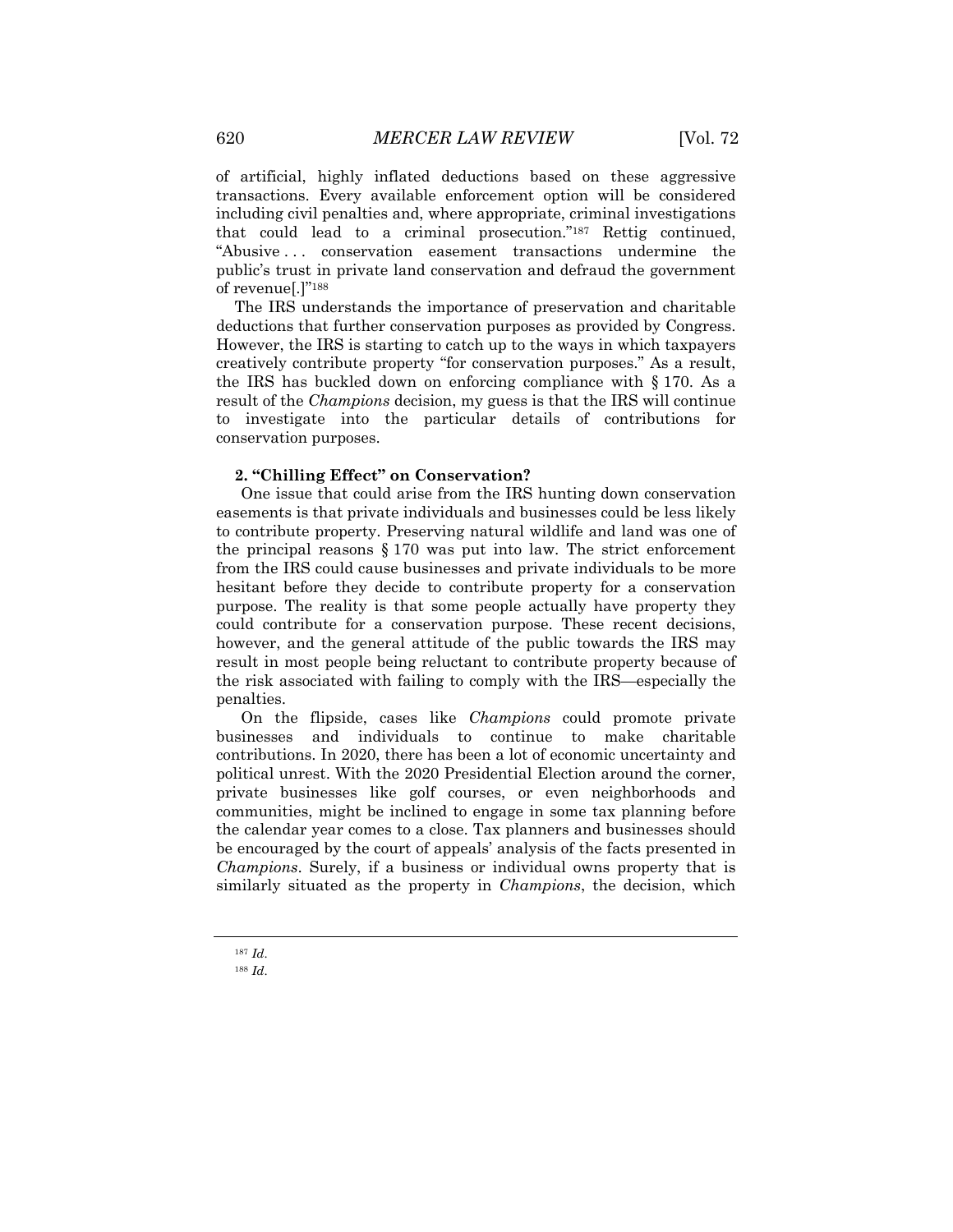of artificial, highly inflated deductions based on these aggressive transactions. Every available enforcement option will be considered including civil penalties and, where appropriate, criminal investigations that could lead to a criminal prosecution."[187] Rettig continued, "Abusive . . . conservation easement transactions undermine the public's trust in private land conservation and defraud the government of revenue[.]"[188]

The IRS understands the importance of preservation and charitable deductions that further conservation purposes as provided by Congress. However, the IRS is starting to catch up to the ways in which taxpayers creatively contribute property "for conservation purposes." As a result, the IRS has buckled down on enforcing compliance with § 170. As a result of the *Champions* decision, my guess is that the IRS will continue to investigate into the particular details of contributions for conservation purposes.

### 2. "Chilling Effect" on Conservation?

One issue that could arise from the IRS hunting down conservation easements is that private individuals and businesses could be less likely to contribute property. Preserving natural wildlife and land was one of the principal reasons § 170 was put into law. The strict enforcement from the IRS could cause businesses and private individuals to be more hesitant before they decide to contribute property for a conservation purpose. The reality is that some people actually have property they could contribute for a conservation purpose. These recent decisions, however, and the general attitude of the public towards the IRS may result in most people being reluctant to contribute property because of the risk associated with failing to comply with the IRS—especially the penalties.

On the flipside, cases like *Champions* could promote private businesses and individuals to continue to make charitable contributions. In 2020, there has been a lot of economic uncertainty and political unrest. With the 2020 Presidential Election around the corner, private businesses like golf courses, or even neighborhoods and communities, might be inclined to engage in some tax planning before the calendar year comes to a close. Tax planners and businesses should be encouraged by the court of appeals' analysis of the facts presented in *Champions*. Surely, if a business or individual owns property that is similarly situated as the property in *Champions*, the decision, which

---

[187] *Id.*

[188] *Id.*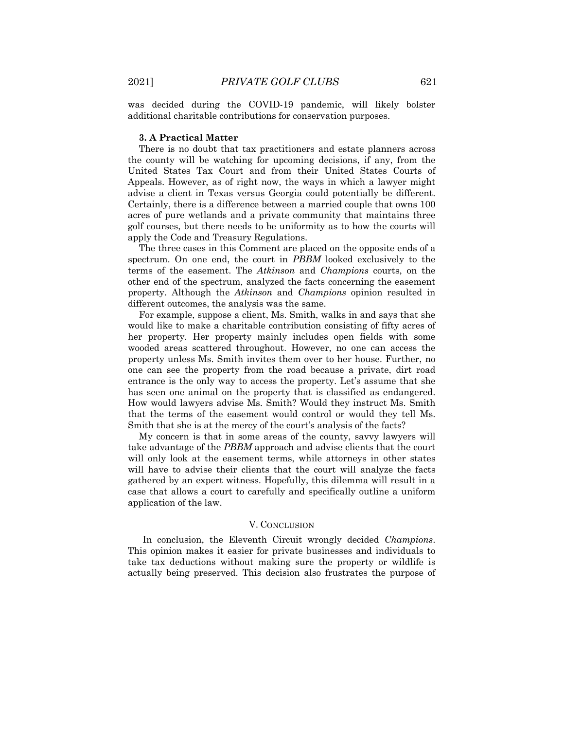was decided during the COVID-19 pandemic, will likely bolster additional charitable contributions for conservation purposes.

### 3. A Practical Matter

There is no doubt that tax practitioners and estate planners across the county will be watching for upcoming decisions, if any, from the United States Tax Court and from their United States Courts of Appeals. However, as of right now, the ways in which a lawyer might advise a client in Texas versus Georgia could potentially be different. Certainly, there is a difference between a married couple that owns 100 acres of pure wetlands and a private community that maintains three golf courses, but there needs to be uniformity as to how the courts will apply the Code and Treasury Regulations.

The three cases in this Comment are placed on the opposite ends of a spectrum. On one end, the court in *PBBM* looked exclusively to the terms of the easement. The *Atkinson* and *Champions* courts, on the other end of the spectrum, analyzed the facts concerning the easement property. Although the *Atkinson* and *Champions* opinion resulted in different outcomes, the analysis was the same.

For example, suppose a client, Ms. Smith, walks in and says that she would like to make a charitable contribution consisting of fifty acres of her property. Her property mainly includes open fields with some wooded areas scattered throughout. However, no one can access the property unless Ms. Smith invites them over to her house. Further, no one can see the property from the road because a private, dirt road entrance is the only way to access the property. Let's assume that she has seen one animal on the property that is classified as endangered. How would lawyers advise Ms. Smith? Would they instruct Ms. Smith that the terms of the easement would control or would they tell Ms. Smith that she is at the mercy of the court's analysis of the facts?

My concern is that in some areas of the county, savvy lawyers will take advantage of the *PBBM* approach and advise clients that the court will only look at the easement terms, while attorneys in other states will have to advise their clients that the court will analyze the facts gathered by an expert witness. Hopefully, this dilemma will result in a case that allows a court to carefully and specifically outline a uniform application of the law.

## V. Conclusion

In conclusion, the Eleventh Circuit wrongly decided *Champions*. This opinion makes it easier for private businesses and individuals to take tax deductions without making sure the property or wildlife is actually being preserved. This decision also frustrates the purpose of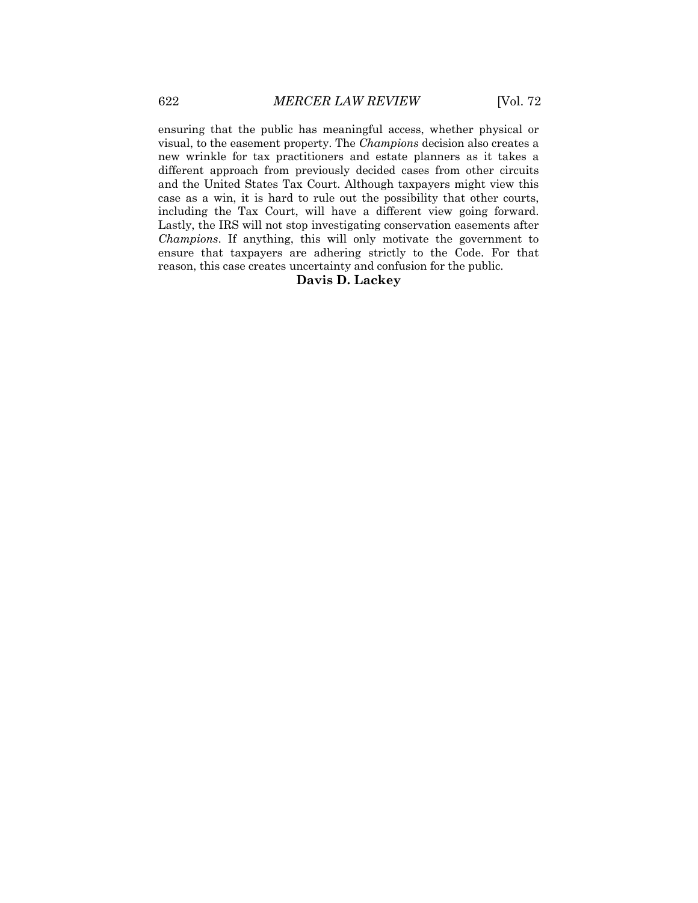ensuring that the public has meaningful access, whether physical or visual, to the easement property. The *Champions* decision also creates a new wrinkle for tax practitioners and estate planners as it takes a different approach from previously decided cases from other circuits and the United States Tax Court. Although taxpayers might view this case as a win, it is hard to rule out the possibility that other courts, including the Tax Court, will have a different view going forward. Lastly, the IRS will not stop investigating conservation easements after *Champions*. If anything, this will only motivate the government to ensure that taxpayers are adhering strictly to the Code. For that reason, this case creates uncertainty and confusion for the public.

**Davis D. Lackey**